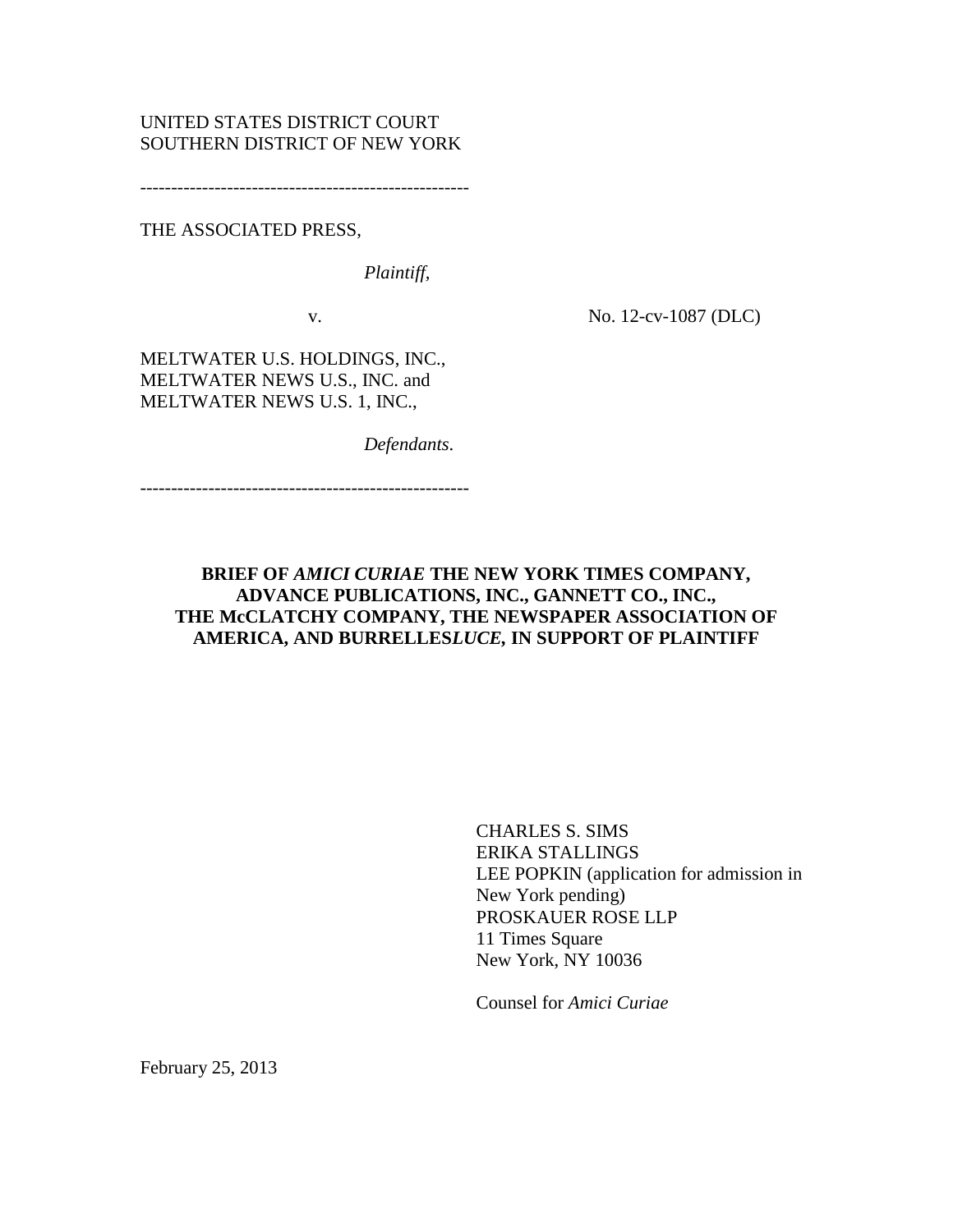UNITED STATES DISTRICT COURT
SOUTHERN DISTRICT OF NEW YORK

-----------------------------------------------------

THE ASSOCIATED PRESS,

*Plaintiff*,

v. No. 12-cv-1087 (DLC)

MELTWATER U.S. HOLDINGS, INC.,
MELTWATER NEWS U.S., INC. and
MELTWATER NEWS U.S. 1, INC.,

*Defendants*.

-----------------------------------------------------

**BRIEF OF *AMICI CURIAE* THE NEW YORK TIMES COMPANY, ADVANCE PUBLICATIONS, INC., GANNETT CO., INC., THE McCLATCHY COMPANY, THE NEWSPAPER ASSOCIATION OF AMERICA, AND BURRELLES*LUCE*, IN SUPPORT OF PLAINTIFF**

CHARLES S. SIMS
ERIKA STALLINGS
LEE POPKIN (application for admission in New York pending)
PROSKAUER ROSE LLP
11 Times Square
New York, NY 10036

Counsel for *Amici Curiae*

February 25, 2013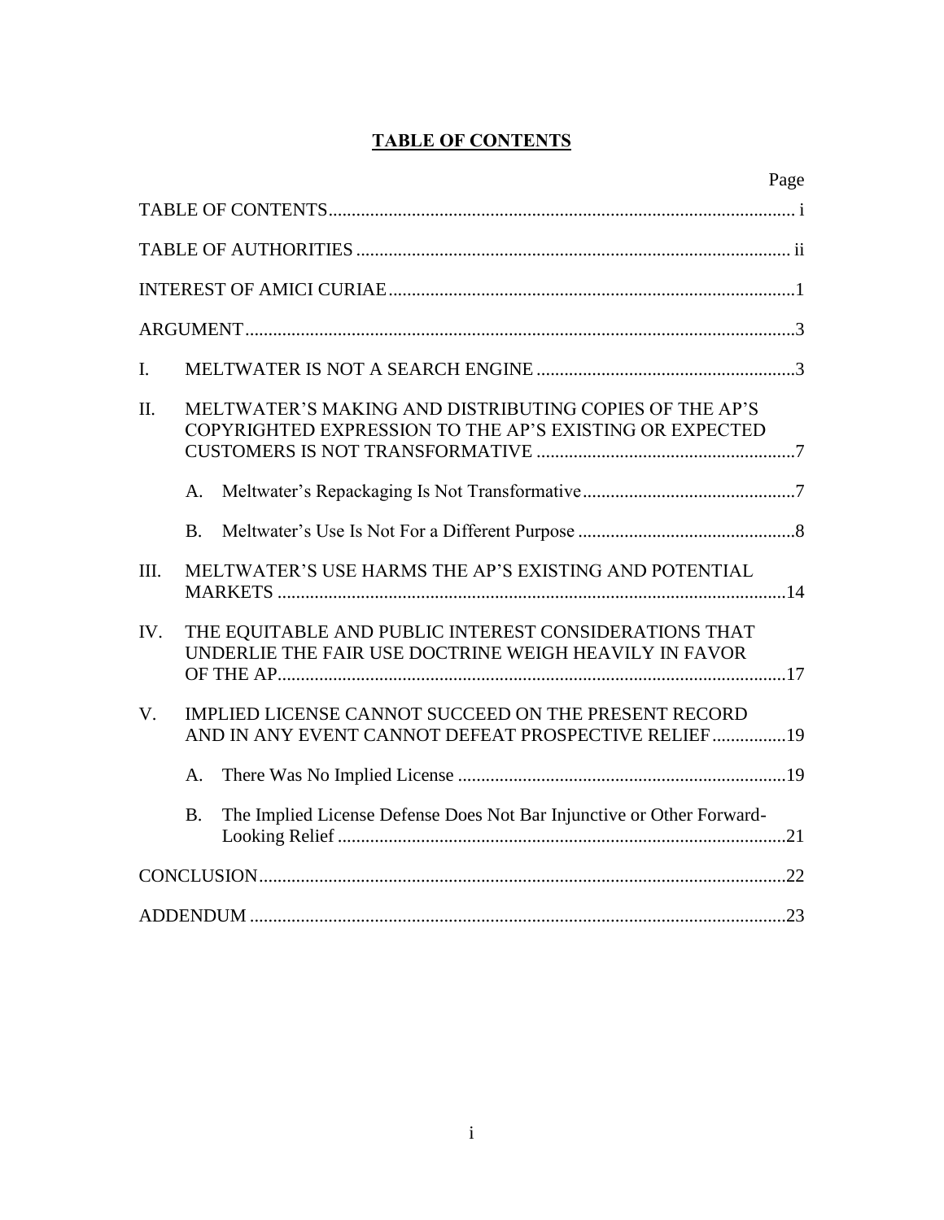# TABLE OF CONTENTS

| | | Page |
|---|---|---|
| TABLE OF CONTENTS | | i |
| TABLE OF AUTHORITIES | | ii |
| INTEREST OF AMICI CURIAE | | 1 |
| ARGUMENT | | 3 |
| I. | MELTWATER IS NOT A SEARCH ENGINE | 3 |
| II. | MELTWATER'S MAKING AND DISTRIBUTING COPIES OF THE AP'S COPYRIGHTED EXPRESSION TO THE AP'S EXISTING OR EXPECTED CUSTOMERS IS NOT TRANSFORMATIVE | 7 |
| | A. Meltwater's Repackaging Is Not Transformative | 7 |
| | B. Meltwater's Use Is Not For a Different Purpose | 8 |
| III. | MELTWATER'S USE HARMS THE AP'S EXISTING AND POTENTIAL MARKETS | 14 |
| IV. | THE EQUITABLE AND PUBLIC INTEREST CONSIDERATIONS THAT UNDERLIE THE FAIR USE DOCTRINE WEIGH HEAVILY IN FAVOR OF THE AP | 17 |
| V. | IMPLIED LICENSE CANNOT SUCCEED ON THE PRESENT RECORD AND IN ANY EVENT CANNOT DEFEAT PROSPECTIVE RELIEF | 19 |
| | A. There Was No Implied License | 19 |
| | B. The Implied License Defense Does Not Bar Injunctive or Other Forward-Looking Relief | 21 |
| CONCLUSION | | 22 |
| ADDENDUM | | 23 |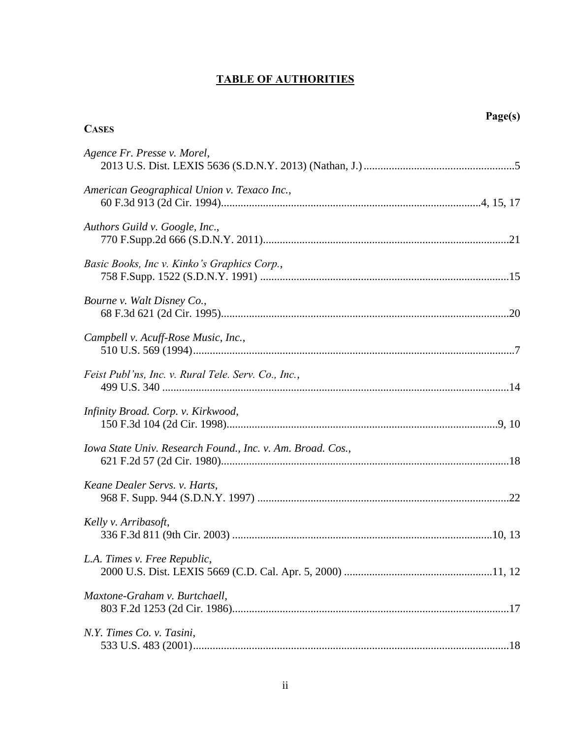# TABLE OF AUTHORITIES

**Page(s)**

**CASES**

*Agence Fr. Presse v. Morel*,
2013 U.S. Dist. LEXIS 5636 (S.D.N.Y. 2013) (Nathan, J.) ......................................................5

*American Geographical Union v. Texaco Inc.*,
60 F.3d 913 (2d Cir. 1994)............................................................................................4, 15, 17

*Authors Guild v. Google, Inc*.,
770 F.Supp.2d 666 (S.D.N.Y. 2011).......................................................................................21

*Basic Books, Inc v. Kinko's Graphics Corp.*,
758 F.Supp. 1522 (S.D.N.Y. 1991) ........................................................................................15

*Bourne v. Walt Disney Co.*,
68 F.3d 621 (2d Cir. 1995)......................................................................................................20

*Campbell v. Acuff-Rose Music, Inc.*,
510 U.S. 569 (1994)..................................................................................................................7

*Feist Publ'ns, Inc. v. Rural Tele. Serv. Co., Inc.*,
499 U.S. 340 ...........................................................................................................................14

*Infinity Broad. Corp. v. Kirkwood*,
150 F.3d 104 (2d Cir. 1998).................................................................................................9, 10

*Iowa State Univ. Research Found., Inc. v. Am. Broad. Cos.*,
621 F.2d 57 (2d Cir. 1980)......................................................................................................18

*Keane Dealer Servs. v. Harts*,
968 F. Supp. 944 (S.D.N.Y. 1997) .........................................................................................22

*Kelly v. Arribasoft*,
336 F.3d 811 (9th Cir. 2003) ............................................................................................10, 13

*L.A. Times v. Free Republic*,
2000 U.S. Dist. LEXIS 5669 (C.D. Cal. Apr. 5, 2000) ....................................................11, 12

*Maxtone-Graham v. Burtchaell*,
803 F.2d 1253 (2d Cir. 1986)..................................................................................................17

*N.Y. Times Co. v. Tasini*,
533 U.S. 483 (2001)................................................................................................................18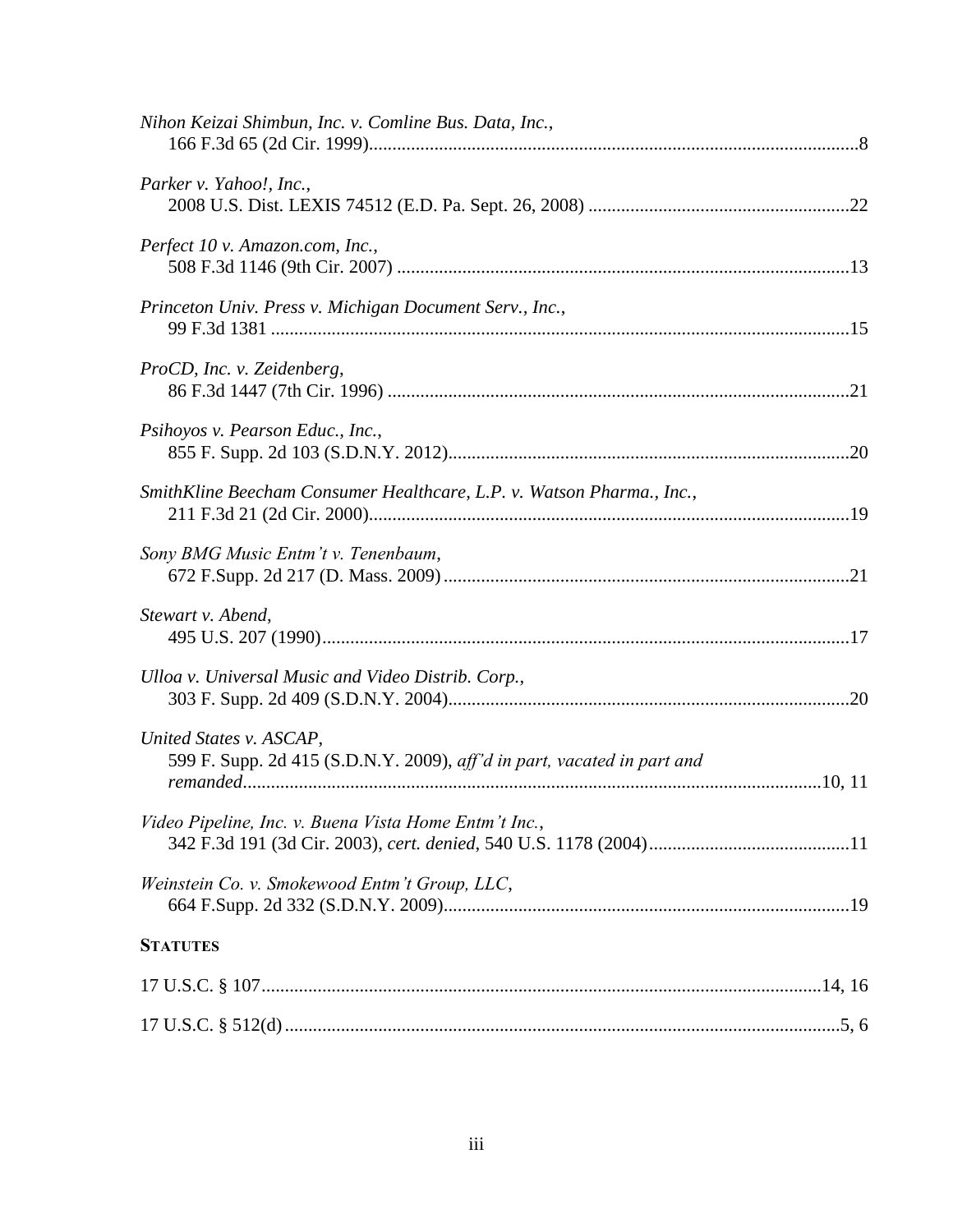*Nihon Keizai Shimbun, Inc. v. Comline Bus. Data, Inc.*,
166 F.3d 65 (2d Cir. 1999)........................................................................................................8

*Parker v. Yahoo!, Inc.*,
2008 U.S. Dist. LEXIS 74512 (E.D. Pa. Sept. 26, 2008) ........................................................22

*Perfect 10 v. Amazon.com, Inc.*,
508 F.3d 1146 (9th Cir. 2007) ................................................................................................13

*Princeton Univ. Press v. Michigan Document Serv., Inc.*,
99 F.3d 1381 ...........................................................................................................................15

*ProCD, Inc. v. Zeidenberg*,
86 F.3d 1447 (7th Cir. 1996) ..................................................................................................21

*Psihoyos v. Pearson Educ., Inc.*,
855 F. Supp. 2d 103 (S.D.N.Y. 2012).....................................................................................20

*SmithKline Beecham Consumer Healthcare, L.P. v. Watson Pharma., Inc.*,
211 F.3d 21 (2d Cir. 2000)......................................................................................................19

*Sony BMG Music Entm't v. Tenenbaum*,
672 F.Supp. 2d 217 (D. Mass. 2009) ......................................................................................21

*Stewart v. Abend*,
495 U.S. 207 (1990)................................................................................................................17

*Ulloa v. Universal Music and Video Distrib. Corp.*,
303 F. Supp. 2d 409 (S.D.N.Y. 2004).....................................................................................20

*United States v. ASCAP*,
599 F. Supp. 2d 415 (S.D.N.Y. 2009), *aff'd in part, vacated in part and remanded*..........................................................................................................................10, 11

*Video Pipeline, Inc. v. Buena Vista Home Entm't Inc.*,
342 F.3d 191 (3d Cir. 2003), *cert. denied*, 540 U.S. 1178 (2004)...........................................11

*Weinstein Co. v. Smokewood Entm't Group, LLC*,
664 F.Supp. 2d 332 (S.D.N.Y. 2009)......................................................................................19

**STATUTES**

17 U.S.C. § 107.......................................................................................................................14, 16

17 U.S.C. § 512(d) .....................................................................................................................5, 6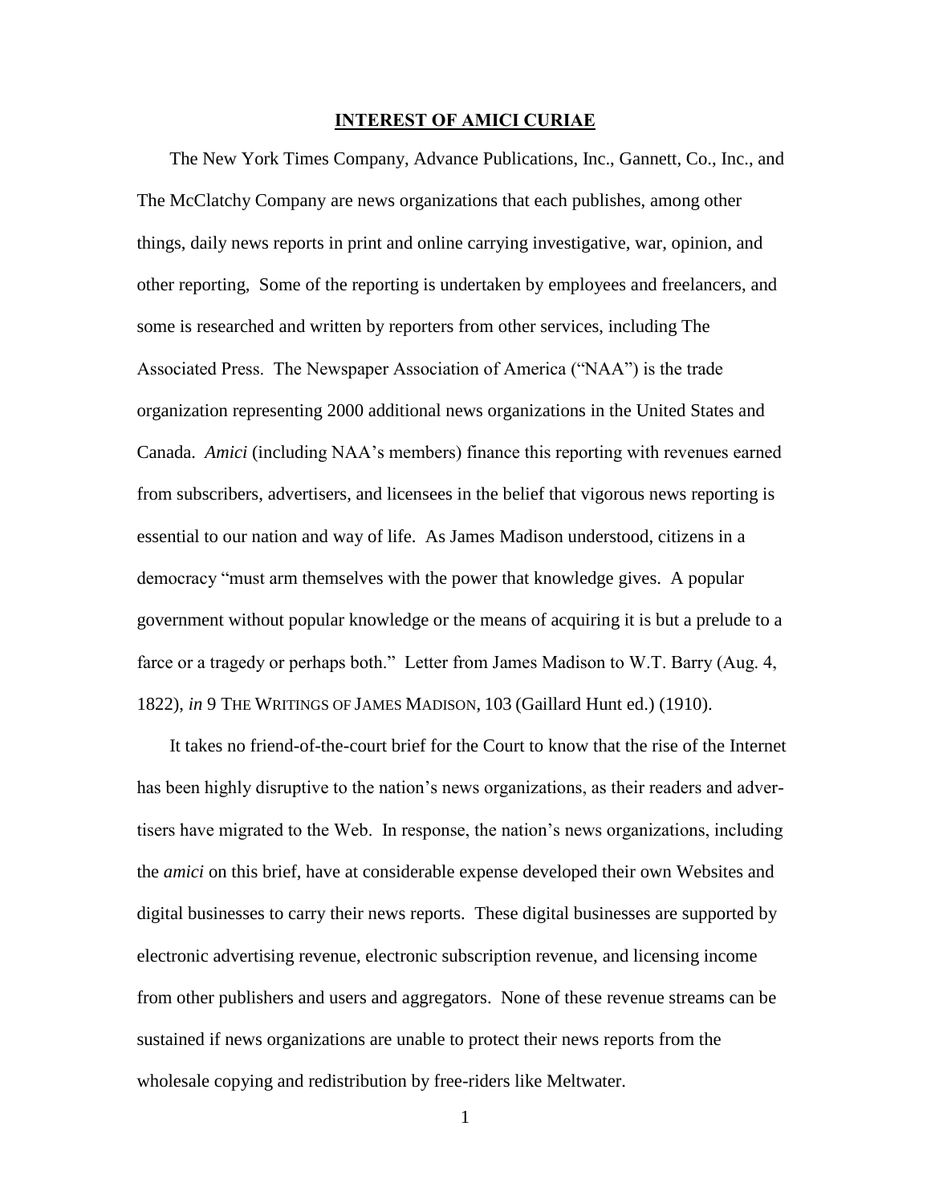## INTEREST OF AMICI CURIAE

The New York Times Company, Advance Publications, Inc., Gannett, Co., Inc., and The McClatchy Company are news organizations that each publishes, among other things, daily news reports in print and online carrying investigative, war, opinion, and other reporting, Some of the reporting is undertaken by employees and freelancers, and some is researched and written by reporters from other services, including The Associated Press. The Newspaper Association of America ("NAA") is the trade organization representing 2000 additional news organizations in the United States and Canada. *Amici* (including NAA's members) finance this reporting with revenues earned from subscribers, advertisers, and licensees in the belief that vigorous news reporting is essential to our nation and way of life. As James Madison understood, citizens in a democracy "must arm themselves with the power that knowledge gives. A popular government without popular knowledge or the means of acquiring it is but a prelude to a farce or a tragedy or perhaps both." Letter from James Madison to W.T. Barry (Aug. 4, 1822), *in* 9 THE WRITINGS OF JAMES MADISON, 103 (Gaillard Hunt ed.) (1910).

It takes no friend-of-the-court brief for the Court to know that the rise of the Internet has been highly disruptive to the nation's news organizations, as their readers and advertisers have migrated to the Web. In response, the nation's news organizations, including the *amici* on this brief, have at considerable expense developed their own Websites and digital businesses to carry their news reports. These digital businesses are supported by electronic advertising revenue, electronic subscription revenue, and licensing income from other publishers and users and aggregators. None of these revenue streams can be sustained if news organizations are unable to protect their news reports from the wholesale copying and redistribution by free-riders like Meltwater.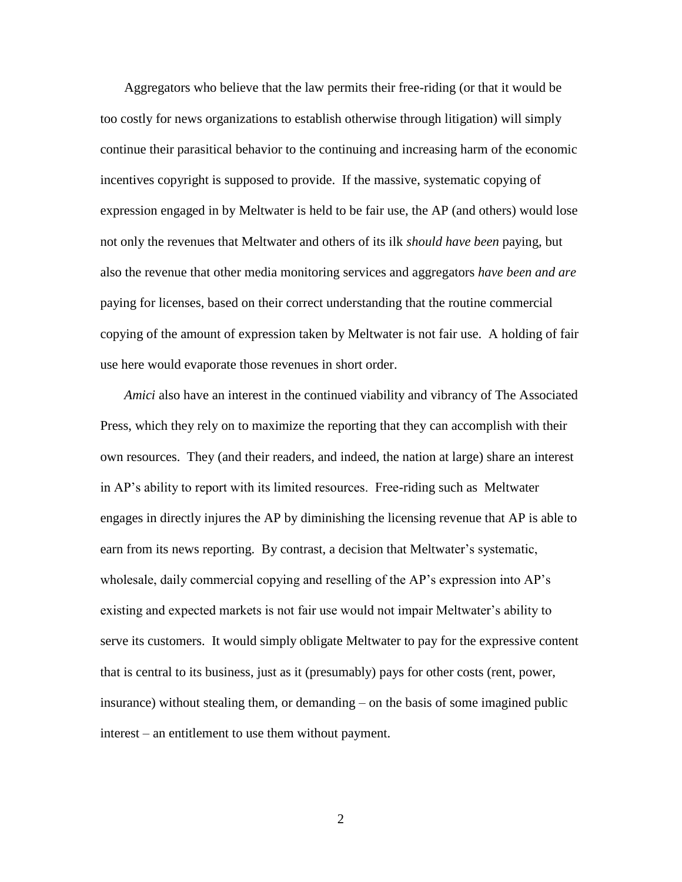Aggregators who believe that the law permits their free-riding (or that it would be too costly for news organizations to establish otherwise through litigation) will simply continue their parasitical behavior to the continuing and increasing harm of the economic incentives copyright is supposed to provide. If the massive, systematic copying of expression engaged in by Meltwater is held to be fair use, the AP (and others) would lose not only the revenues that Meltwater and others of its ilk *should have been* paying, but also the revenue that other media monitoring services and aggregators *have been and are* paying for licenses, based on their correct understanding that the routine commercial copying of the amount of expression taken by Meltwater is not fair use. A holding of fair use here would evaporate those revenues in short order.

*Amici* also have an interest in the continued viability and vibrancy of The Associated Press, which they rely on to maximize the reporting that they can accomplish with their own resources. They (and their readers, and indeed, the nation at large) share an interest in AP's ability to report with its limited resources. Free-riding such as Meltwater engages in directly injures the AP by diminishing the licensing revenue that AP is able to earn from its news reporting. By contrast, a decision that Meltwater's systematic, wholesale, daily commercial copying and reselling of the AP's expression into AP's existing and expected markets is not fair use would not impair Meltwater's ability to serve its customers. It would simply obligate Meltwater to pay for the expressive content that is central to its business, just as it (presumably) pays for other costs (rent, power, insurance) without stealing them, or demanding – on the basis of some imagined public interest – an entitlement to use them without payment.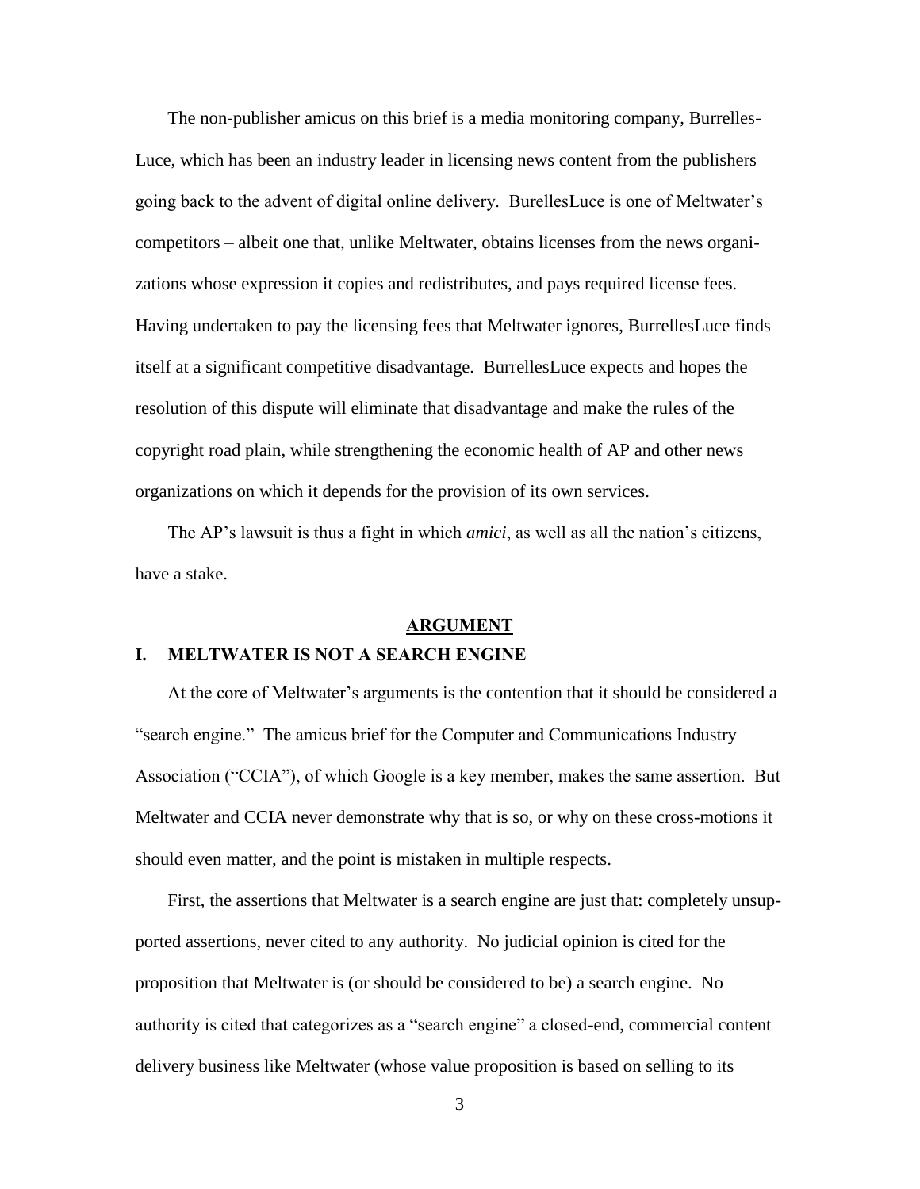The non-publisher amicus on this brief is a media monitoring company, Burrelles-Luce, which has been an industry leader in licensing news content from the publishers going back to the advent of digital online delivery. BurellesLuce is one of Meltwater's competitors – albeit one that, unlike Meltwater, obtains licenses from the news organizations whose expression it copies and redistributes, and pays required license fees. Having undertaken to pay the licensing fees that Meltwater ignores, BurrellesLuce finds itself at a significant competitive disadvantage. BurrellesLuce expects and hopes the resolution of this dispute will eliminate that disadvantage and make the rules of the copyright road plain, while strengthening the economic health of AP and other news organizations on which it depends for the provision of its own services.

The AP's lawsuit is thus a fight in which *amici*, as well as all the nation's citizens, have a stake.

## ARGUMENT

### I. MELTWATER IS NOT A SEARCH ENGINE

At the core of Meltwater's arguments is the contention that it should be considered a "search engine." The amicus brief for the Computer and Communications Industry Association ("CCIA"), of which Google is a key member, makes the same assertion. But Meltwater and CCIA never demonstrate why that is so, or why on these cross-motions it should even matter, and the point is mistaken in multiple respects.

First, the assertions that Meltwater is a search engine are just that: completely unsupported assertions, never cited to any authority. No judicial opinion is cited for the proposition that Meltwater is (or should be considered to be) a search engine. No authority is cited that categorizes as a "search engine" a closed-end, commercial content delivery business like Meltwater (whose value proposition is based on selling to its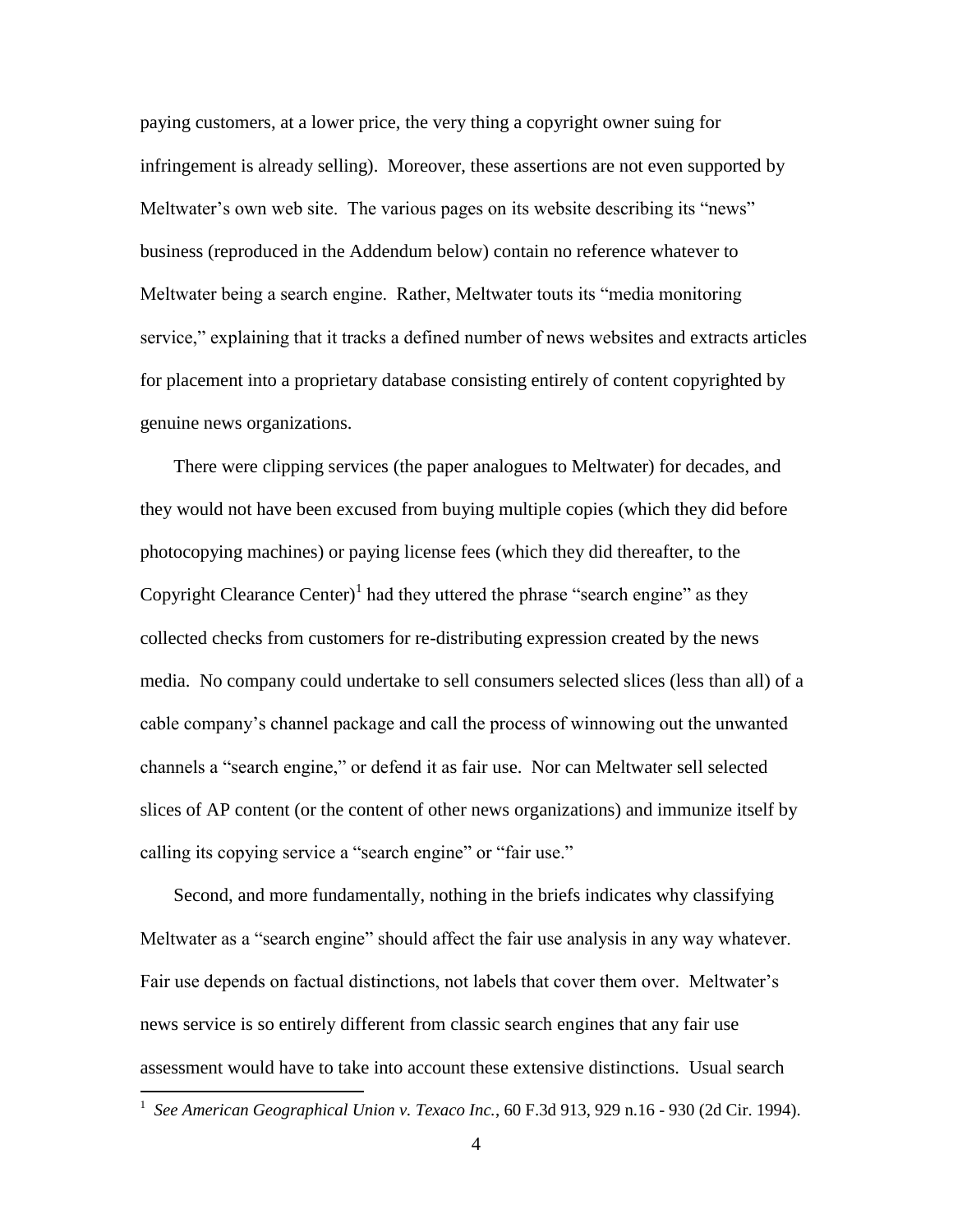paying customers, at a lower price, the very thing a copyright owner suing for infringement is already selling). Moreover, these assertions are not even supported by Meltwater's own web site. The various pages on its website describing its "news" business (reproduced in the Addendum below) contain no reference whatever to Meltwater being a search engine. Rather, Meltwater touts its "media monitoring service," explaining that it tracks a defined number of news websites and extracts articles for placement into a proprietary database consisting entirely of content copyrighted by genuine news organizations.

There were clipping services (the paper analogues to Meltwater) for decades, and they would not have been excused from buying multiple copies (which they did before photocopying machines) or paying license fees (which they did thereafter, to the Copyright Clearance Center)[1] had they uttered the phrase "search engine" as they collected checks from customers for re-distributing expression created by the news media. No company could undertake to sell consumers selected slices (less than all) of a cable company's channel package and call the process of winnowing out the unwanted channels a "search engine," or defend it as fair use. Nor can Meltwater sell selected slices of AP content (or the content of other news organizations) and immunize itself by calling its copying service a "search engine" or "fair use."

Second, and more fundamentally, nothing in the briefs indicates why classifying Meltwater as a "search engine" should affect the fair use analysis in any way whatever. Fair use depends on factual distinctions, not labels that cover them over. Meltwater's news service is so entirely different from classic search engines that any fair use assessment would have to take into account these extensive distinctions. Usual search

---

[1] *See American Geographical Union v. Texaco Inc.*, 60 F.3d 913, 929 n.16 - 930 (2d Cir. 1994).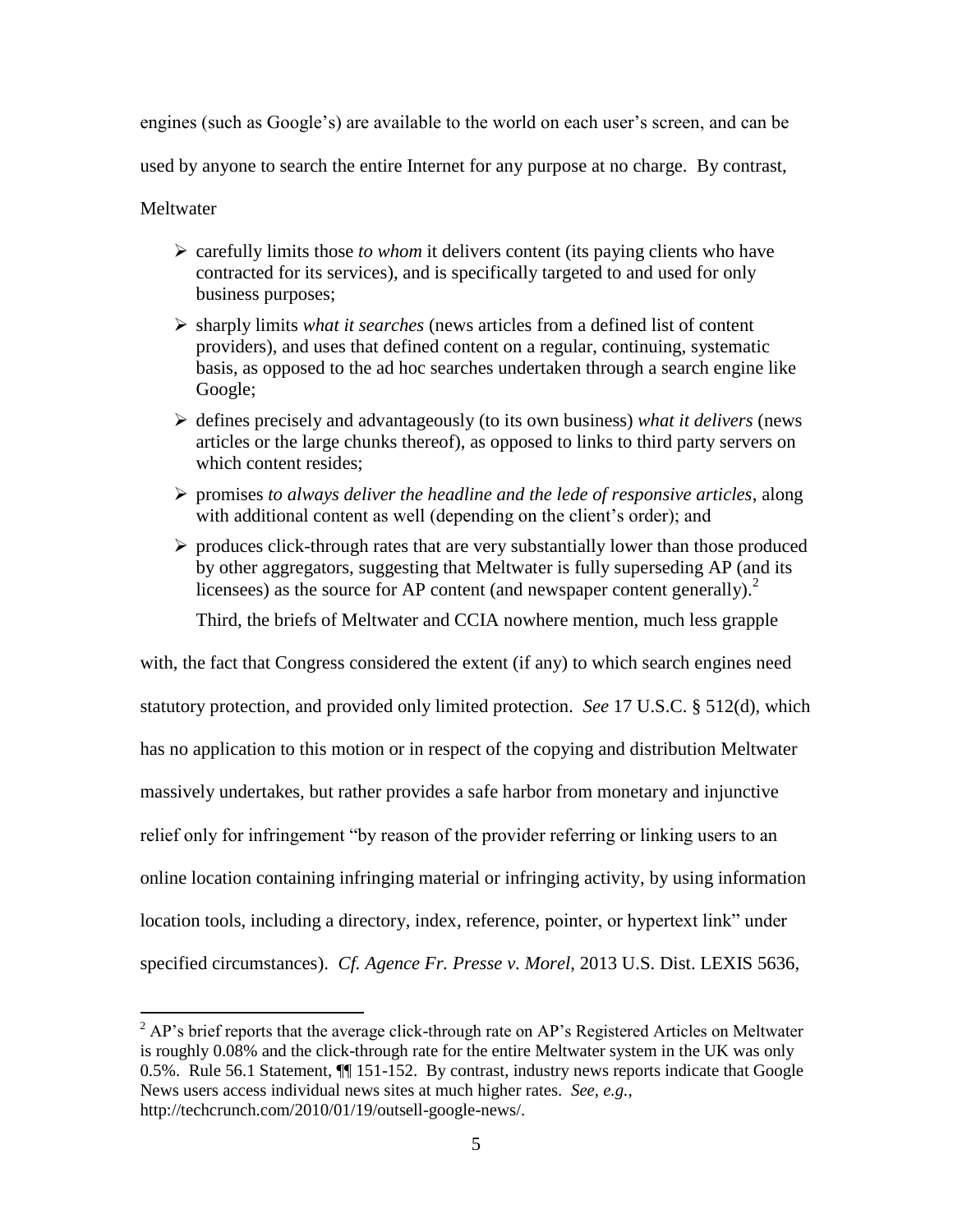engines (such as Google's) are available to the world on each user's screen, and can be used by anyone to search the entire Internet for any purpose at no charge. By contrast, Meltwater

- carefully limits those *to whom* it delivers content (its paying clients who have contracted for its services), and is specifically targeted to and used for only business purposes;
- sharply limits *what it searches* (news articles from a defined list of content providers), and uses that defined content on a regular, continuing, systematic basis, as opposed to the ad hoc searches undertaken through a search engine like Google;
- defines precisely and advantageously (to its own business) *what it delivers* (news articles or the large chunks thereof), as opposed to links to third party servers on which content resides;
- promises *to always deliver the headline and the lede of responsive articles*, along with additional content as well (depending on the client's order); and
- produces click-through rates that are very substantially lower than those produced by other aggregators, suggesting that Meltwater is fully superseding AP (and its licensees) as the source for AP content (and newspaper content generally).[2]

Third, the briefs of Meltwater and CCIA nowhere mention, much less grapple with, the fact that Congress considered the extent (if any) to which search engines need statutory protection, and provided only limited protection. *See* 17 U.S.C. § 512(d), which has no application to this motion or in respect of the copying and distribution Meltwater massively undertakes, but rather provides a safe harbor from monetary and injunctive relief only for infringement "by reason of the provider referring or linking users to an online location containing infringing material or infringing activity, by using information location tools, including a directory, index, reference, pointer, or hypertext link" under specified circumstances). *Cf. Agence Fr. Presse v. Morel*, 2013 U.S. Dist. LEXIS 5636,

[2] AP's brief reports that the average click-through rate on AP's Registered Articles on Meltwater is roughly 0.08% and the click-through rate for the entire Meltwater system in the UK was only 0.5%. Rule 56.1 Statement, ¶¶ 151-152. By contrast, industry news reports indicate that Google News users access individual news sites at much higher rates. *See, e.g.*, http://techcrunch.com/2010/01/19/outsell-google-news/.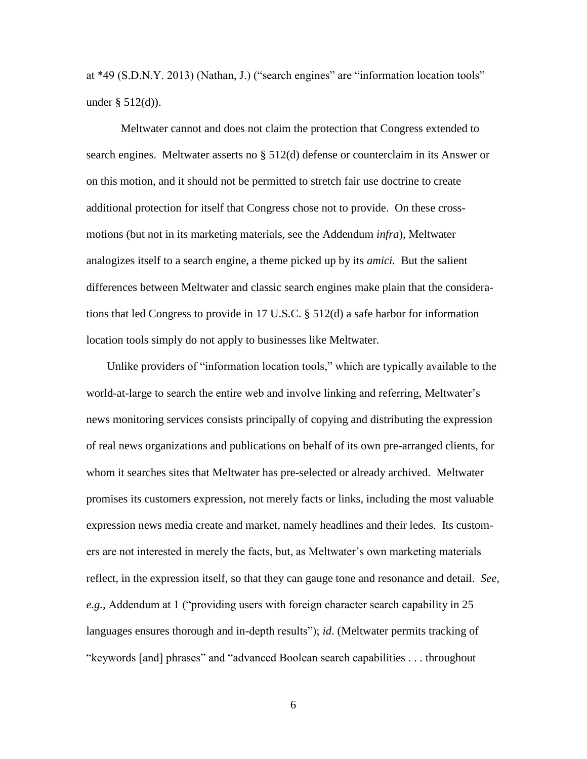at *49 (S.D.N.Y. 2013) (Nathan, J.) ("search engines" are "information location tools" under § 512(d)).

Meltwater cannot and does not claim the protection that Congress extended to search engines. Meltwater asserts no § 512(d) defense or counterclaim in its Answer or on this motion, and it should not be permitted to stretch fair use doctrine to create additional protection for itself that Congress chose not to provide. On these cross-motions (but not in its marketing materials, see the Addendum *infra*), Meltwater analogizes itself to a search engine, a theme picked up by its *amici.* But the salient differences between Meltwater and classic search engines make plain that the considerations that led Congress to provide in 17 U.S.C. § 512(d) a safe harbor for information location tools simply do not apply to businesses like Meltwater.

Unlike providers of "information location tools," which are typically available to the world-at-large to search the entire web and involve linking and referring, Meltwater's news monitoring services consists principally of copying and distributing the expression of real news organizations and publications on behalf of its own pre-arranged clients, for whom it searches sites that Meltwater has pre-selected or already archived. Meltwater promises its customers expression, not merely facts or links, including the most valuable expression news media create and market, namely headlines and their ledes. Its customers are not interested in merely the facts, but, as Meltwater's own marketing materials reflect, in the expression itself, so that they can gauge tone and resonance and detail. *See, e.g.*, Addendum at 1 ("providing users with foreign character search capability in 25 languages ensures thorough and in-depth results"); *id.* (Meltwater permits tracking of "keywords [and] phrases" and "advanced Boolean search capabilities . . . throughout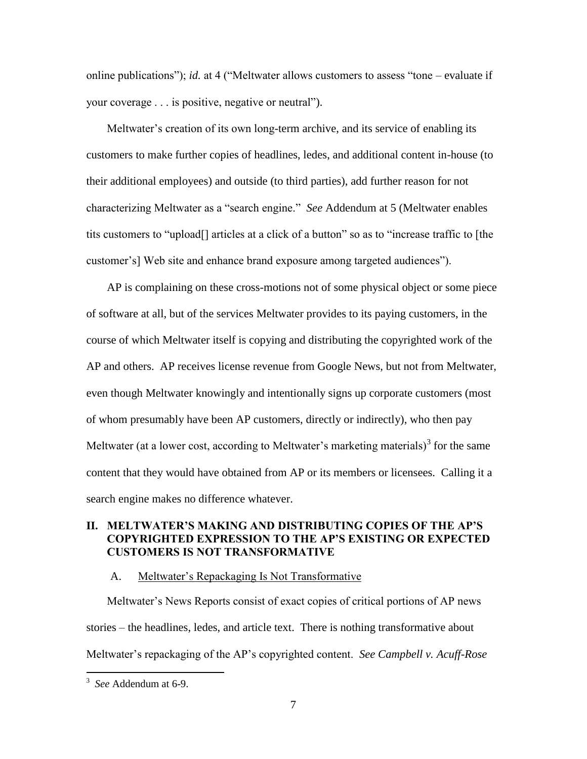online publications"); *id.* at 4 ("Meltwater allows customers to assess "tone – evaluate if your coverage . . . is positive, negative or neutral").

Meltwater's creation of its own long-term archive, and its service of enabling its customers to make further copies of headlines, ledes, and additional content in-house (to their additional employees) and outside (to third parties), add further reason for not characterizing Meltwater as a "search engine." *See* Addendum at 5 (Meltwater enables tits customers to "upload[] articles at a click of a button" so as to "increase traffic to [the customer's] Web site and enhance brand exposure among targeted audiences").

AP is complaining on these cross-motions not of some physical object or some piece of software at all, but of the services Meltwater provides to its paying customers, in the course of which Meltwater itself is copying and distributing the copyrighted work of the AP and others. AP receives license revenue from Google News, but not from Meltwater, even though Meltwater knowingly and intentionally signs up corporate customers (most of whom presumably have been AP customers, directly or indirectly), who then pay Meltwater (at a lower cost, according to Meltwater's marketing materials)[3] for the same content that they would have obtained from AP or its members or licensees. Calling it a search engine makes no difference whatever.

## II. MELTWATER'S MAKING AND DISTRIBUTING COPIES OF THE AP'S COPYRIGHTED EXPRESSION TO THE AP'S EXISTING OR EXPECTED CUSTOMERS IS NOT TRANSFORMATIVE

### A. Meltwater's Repackaging Is Not Transformative

Meltwater's News Reports consist of exact copies of critical portions of AP news stories – the headlines, ledes, and article text. There is nothing transformative about Meltwater's repackaging of the AP's copyrighted content. *See Campbell v. Acuff-Rose*

[3] *See* Addendum at 6-9.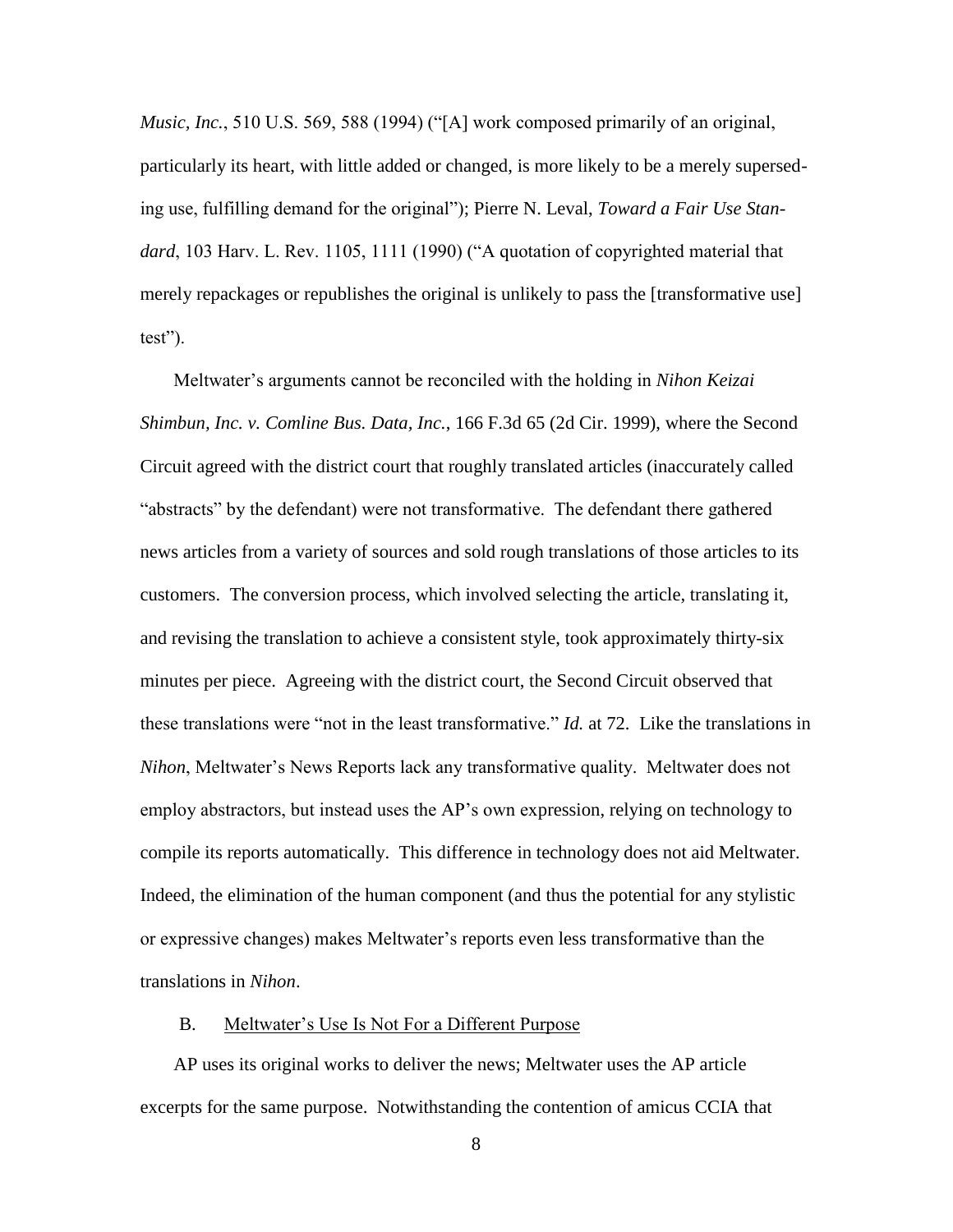*Music, Inc.*, 510 U.S. 569, 588 (1994) ("[A] work composed primarily of an original, particularly its heart, with little added or changed, is more likely to be a merely superseding use, fulfilling demand for the original"); Pierre N. Leval, *Toward a Fair Use Standard*, 103 Harv. L. Rev. 1105, 1111 (1990) ("A quotation of copyrighted material that merely repackages or republishes the original is unlikely to pass the [transformative use] test").

Meltwater's arguments cannot be reconciled with the holding in *Nihon Keizai Shimbun, Inc. v. Comline Bus. Data, Inc.*, 166 F.3d 65 (2d Cir. 1999), where the Second Circuit agreed with the district court that roughly translated articles (inaccurately called "abstracts" by the defendant) were not transformative. The defendant there gathered news articles from a variety of sources and sold rough translations of those articles to its customers. The conversion process, which involved selecting the article, translating it, and revising the translation to achieve a consistent style, took approximately thirty-six minutes per piece. Agreeing with the district court, the Second Circuit observed that these translations were "not in the least transformative." *Id.* at 72. Like the translations in *Nihon*, Meltwater's News Reports lack any transformative quality. Meltwater does not employ abstractors, but instead uses the AP's own expression, relying on technology to compile its reports automatically. This difference in technology does not aid Meltwater. Indeed, the elimination of the human component (and thus the potential for any stylistic or expressive changes) makes Meltwater's reports even less transformative than the translations in *Nihon*.

### B. Meltwater's Use Is Not For a Different Purpose

AP uses its original works to deliver the news; Meltwater uses the AP article excerpts for the same purpose. Notwithstanding the contention of amicus CCIA that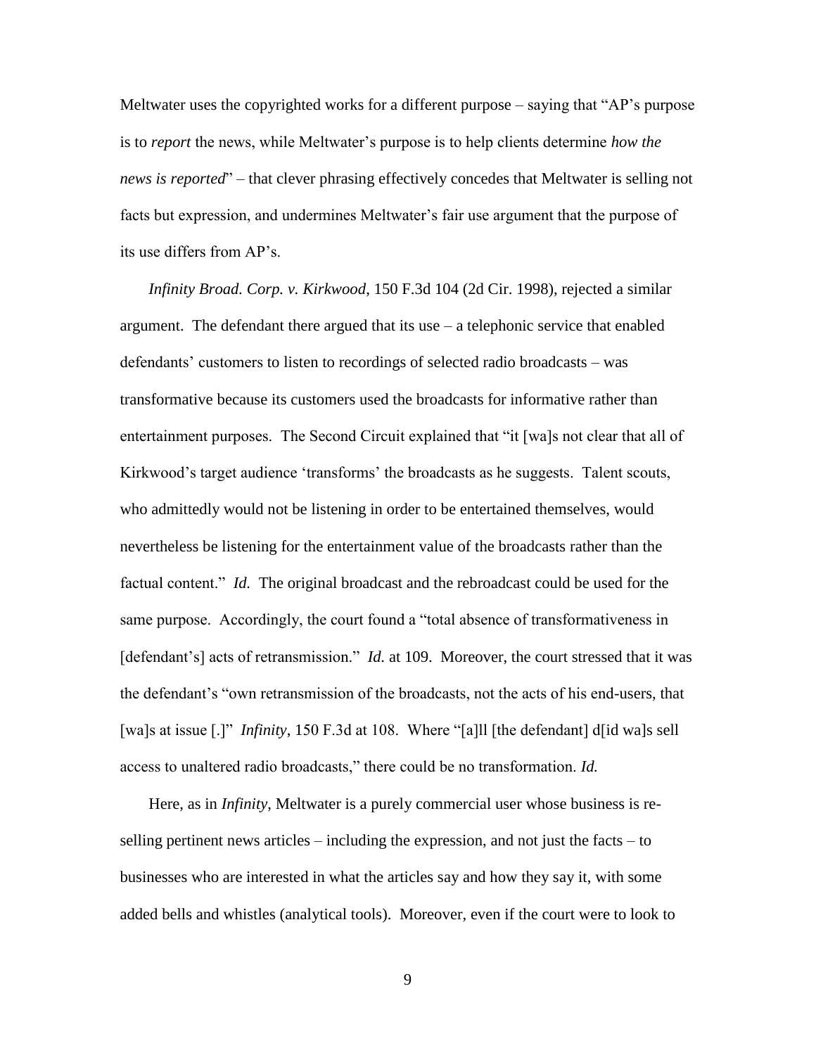Meltwater uses the copyrighted works for a different purpose – saying that "AP's purpose is to *report* the news, while Meltwater's purpose is to help clients determine *how the news is reported*" – that clever phrasing effectively concedes that Meltwater is selling not facts but expression, and undermines Meltwater's fair use argument that the purpose of its use differs from AP's.

*Infinity Broad. Corp. v. Kirkwood*, 150 F.3d 104 (2d Cir. 1998), rejected a similar argument. The defendant there argued that its use – a telephonic service that enabled defendants' customers to listen to recordings of selected radio broadcasts – was transformative because its customers used the broadcasts for informative rather than entertainment purposes. The Second Circuit explained that "it [wa]s not clear that all of Kirkwood's target audience 'transforms' the broadcasts as he suggests. Talent scouts, who admittedly would not be listening in order to be entertained themselves, would nevertheless be listening for the entertainment value of the broadcasts rather than the factual content." *Id.* The original broadcast and the rebroadcast could be used for the same purpose. Accordingly, the court found a "total absence of transformativeness in [defendant's] acts of retransmission." *Id.* at 109. Moreover, the court stressed that it was the defendant's "own retransmission of the broadcasts, not the acts of his end-users, that [wa]s at issue [.]" *Infinity*, 150 F.3d at 108. Where "[a]ll [the defendant] d[id wa]s sell access to unaltered radio broadcasts," there could be no transformation. *Id.*

Here, as in *Infinity*, Meltwater is a purely commercial user whose business is re-selling pertinent news articles – including the expression, and not just the facts – to businesses who are interested in what the articles say and how they say it, with some added bells and whistles (analytical tools). Moreover, even if the court were to look to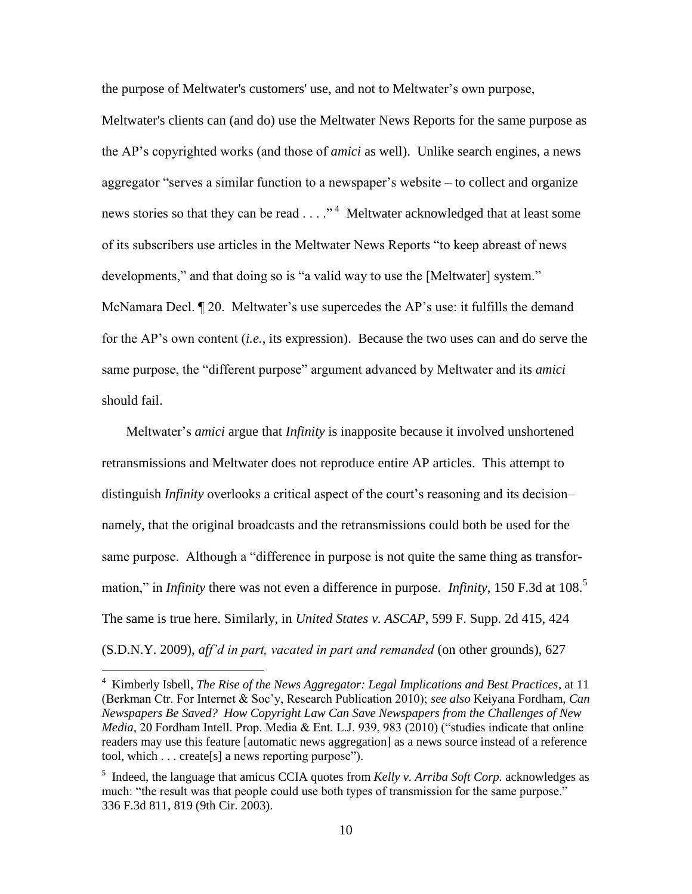the purpose of Meltwater's customers' use, and not to Meltwater's own purpose, Meltwater's clients can (and do) use the Meltwater News Reports for the same purpose as the AP's copyrighted works (and those of *amici* as well). Unlike search engines, a news aggregator "serves a similar function to a newspaper's website – to collect and organize news stories so that they can be read . . . ."[4] Meltwater acknowledged that at least some of its subscribers use articles in the Meltwater News Reports "to keep abreast of news developments," and that doing so is "a valid way to use the [Meltwater] system." McNamara Decl. ¶ 20. Meltwater's use supercedes the AP's use: it fulfills the demand for the AP's own content (*i.e.*, its expression). Because the two uses can and do serve the same purpose, the "different purpose" argument advanced by Meltwater and its *amici* should fail.

Meltwater's *amici* argue that *Infinity* is inapposite because it involved unshortened retransmissions and Meltwater does not reproduce entire AP articles. This attempt to distinguish *Infinity* overlooks a critical aspect of the court's reasoning and its decision– namely, that the original broadcasts and the retransmissions could both be used for the same purpose. Although a "difference in purpose is not quite the same thing as transformation," in *Infinity* there was not even a difference in purpose. *Infinity*, 150 F.3d at 108.[5] The same is true here. Similarly, in *United States v. ASCAP*, 599 F. Supp. 2d 415, 424 (S.D.N.Y. 2009), *aff'd in part, vacated in part and remanded* (on other grounds), 627

---

[4] Kimberly Isbell, *The Rise of the News Aggregator: Legal Implications and Best Practices*, at 11 (Berkman Ctr. For Internet & Soc'y, Research Publication 2010); *see also* Keiyana Fordham, *Can Newspapers Be Saved? How Copyright Law Can Save Newspapers from the Challenges of New Media*, 20 Fordham Intell. Prop. Media & Ent. L.J. 939, 983 (2010) ("studies indicate that online readers may use this feature [automatic news aggregation] as a news source instead of a reference tool, which . . . create[s] a news reporting purpose").

[5] Indeed, the language that amicus CCIA quotes from *Kelly v. Arriba Soft Corp.* acknowledges as much: "the result was that people could use both types of transmission for the same purpose." 336 F.3d 811, 819 (9th Cir. 2003).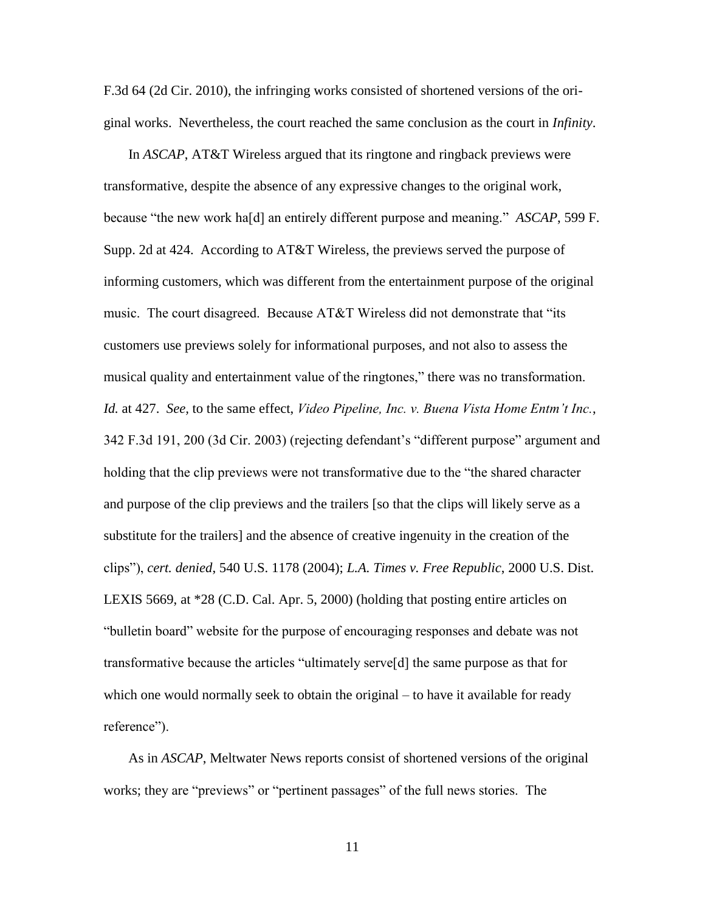F.3d 64 (2d Cir. 2010), the infringing works consisted of shortened versions of the original works. Nevertheless, the court reached the same conclusion as the court in *Infinity*.

In *ASCAP*, AT&T Wireless argued that its ringtone and ringback previews were transformative, despite the absence of any expressive changes to the original work, because "the new work ha[d] an entirely different purpose and meaning." *ASCAP*, 599 F. Supp. 2d at 424. According to AT&T Wireless, the previews served the purpose of informing customers, which was different from the entertainment purpose of the original music. The court disagreed. Because AT&T Wireless did not demonstrate that "its customers use previews solely for informational purposes, and not also to assess the musical quality and entertainment value of the ringtones," there was no transformation. *Id.* at 427. *See*, to the same effect, *Video Pipeline, Inc. v. Buena Vista Home Entm't Inc.*, 342 F.3d 191, 200 (3d Cir. 2003) (rejecting defendant's "different purpose" argument and holding that the clip previews were not transformative due to the "the shared character and purpose of the clip previews and the trailers [so that the clips will likely serve as a substitute for the trailers] and the absence of creative ingenuity in the creation of the clips"), *cert. denied*, 540 U.S. 1178 (2004); *L.A. Times v. Free Republic*, 2000 U.S. Dist. LEXIS 5669, at *28 (C.D. Cal. Apr. 5, 2000) (holding that posting entire articles on "bulletin board" website for the purpose of encouraging responses and debate was not transformative because the articles "ultimately serve[d] the same purpose as that for which one would normally seek to obtain the original – to have it available for ready reference").

As in *ASCAP*, Meltwater News reports consist of shortened versions of the original works; they are "previews" or "pertinent passages" of the full news stories. The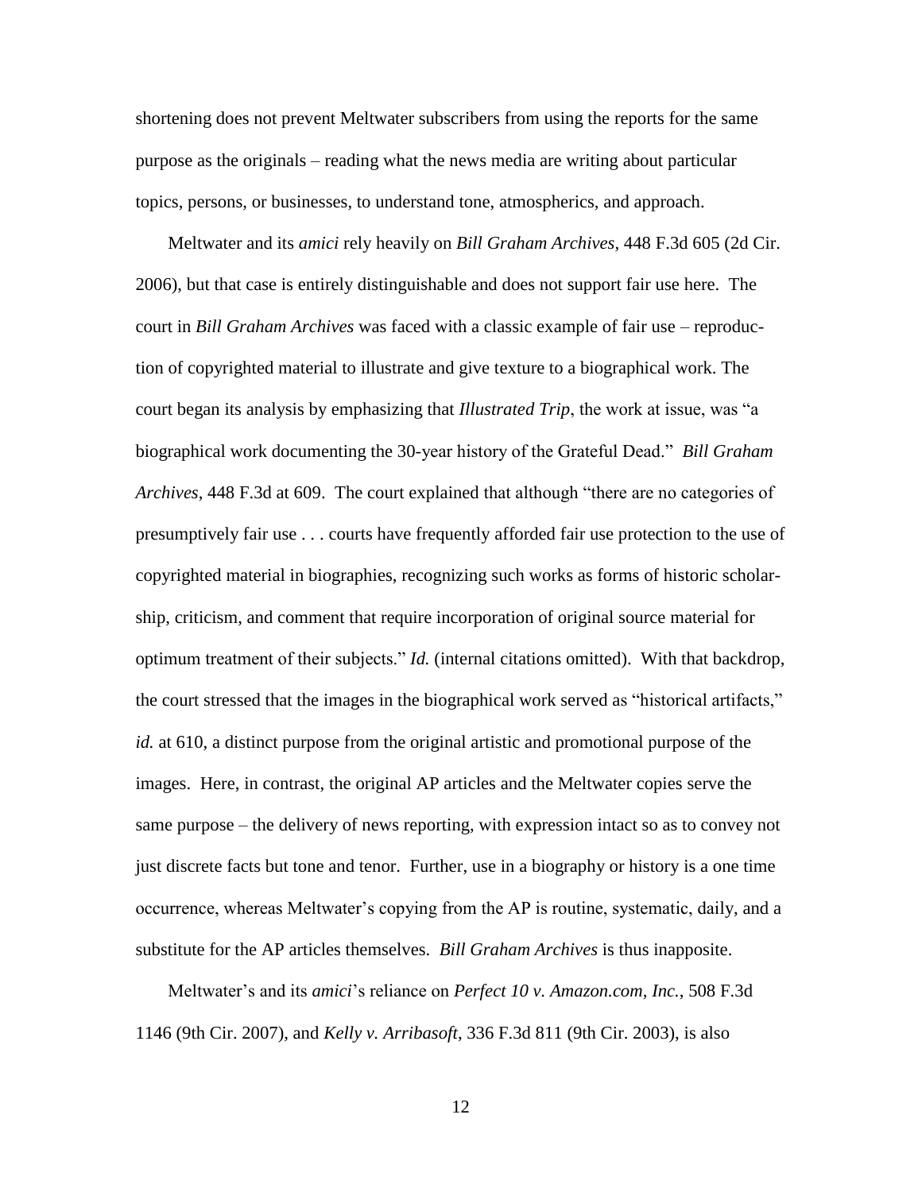shortening does not prevent Meltwater subscribers from using the reports for the same purpose as the originals – reading what the news media are writing about particular topics, persons, or businesses, to understand tone, atmospherics, and approach.

Meltwater and its *amici* rely heavily on *Bill Graham Archives*, 448 F.3d 605 (2d Cir. 2006), but that case is entirely distinguishable and does not support fair use here. The court in *Bill Graham Archives* was faced with a classic example of fair use – reproduction of copyrighted material to illustrate and give texture to a biographical work. The court began its analysis by emphasizing that *Illustrated Trip*, the work at issue, was "a biographical work documenting the 30-year history of the Grateful Dead." *Bill Graham Archives*, 448 F.3d at 609. The court explained that although "there are no categories of presumptively fair use . . . courts have frequently afforded fair use protection to the use of copyrighted material in biographies, recognizing such works as forms of historic scholarship, criticism, and comment that require incorporation of original source material for optimum treatment of their subjects." *Id.* (internal citations omitted). With that backdrop, the court stressed that the images in the biographical work served as "historical artifacts," *id.* at 610, a distinct purpose from the original artistic and promotional purpose of the images. Here, in contrast, the original AP articles and the Meltwater copies serve the same purpose – the delivery of news reporting, with expression intact so as to convey not just discrete facts but tone and tenor. Further, use in a biography or history is a one time occurrence, whereas Meltwater's copying from the AP is routine, systematic, daily, and a substitute for the AP articles themselves. *Bill Graham Archives* is thus inapposite.

Meltwater's and its *amici*'s reliance on *Perfect 10 v. Amazon.com, Inc.*, 508 F.3d 1146 (9th Cir. 2007), and *Kelly v. Arribasoft*, 336 F.3d 811 (9th Cir. 2003), is also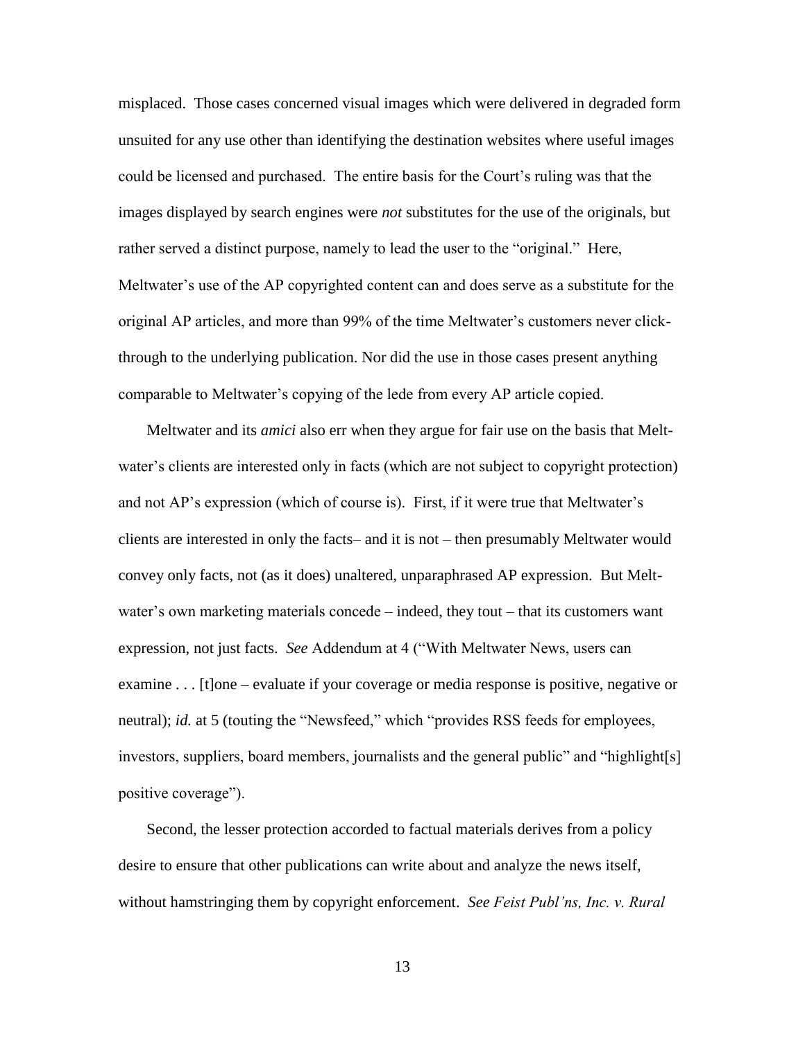misplaced. Those cases concerned visual images which were delivered in degraded form unsuited for any use other than identifying the destination websites where useful images could be licensed and purchased. The entire basis for the Court's ruling was that the images displayed by search engines were *not* substitutes for the use of the originals, but rather served a distinct purpose, namely to lead the user to the "original." Here, Meltwater's use of the AP copyrighted content can and does serve as a substitute for the original AP articles, and more than 99% of the time Meltwater's customers never click-through to the underlying publication. Nor did the use in those cases present anything comparable to Meltwater's copying of the lede from every AP article copied.

Meltwater and its *amici* also err when they argue for fair use on the basis that Meltwater's clients are interested only in facts (which are not subject to copyright protection) and not AP's expression (which of course is). First, if it were true that Meltwater's clients are interested in only the facts– and it is not – then presumably Meltwater would convey only facts, not (as it does) unaltered, unparaphrased AP expression. But Meltwater's own marketing materials concede – indeed, they tout – that its customers want expression, not just facts. *See* Addendum at 4 ("With Meltwater News, users can examine . . . [t]one – evaluate if your coverage or media response is positive, negative or neutral); *id.* at 5 (touting the "Newsfeed," which "provides RSS feeds for employees, investors, suppliers, board members, journalists and the general public" and "highlight[s] positive coverage").

Second, the lesser protection accorded to factual materials derives from a policy desire to ensure that other publications can write about and analyze the news itself, without hamstringing them by copyright enforcement. *See Feist Publ'ns, Inc. v. Rural*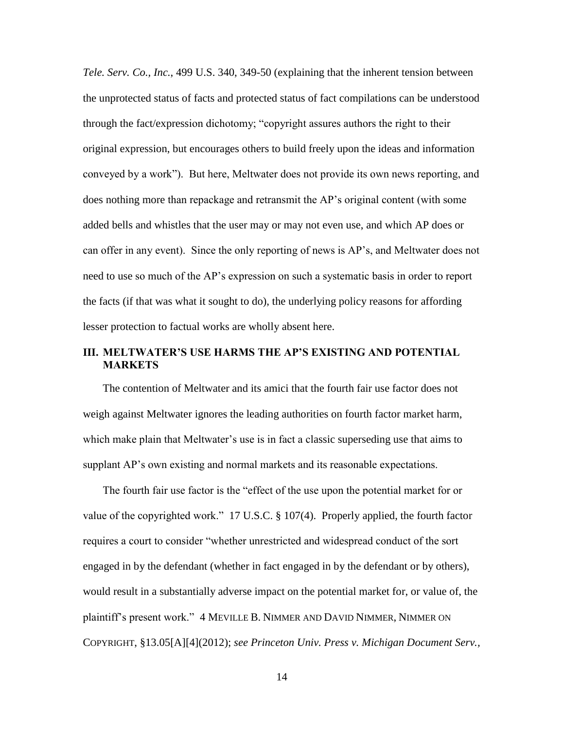*Tele. Serv. Co., Inc.*, 499 U.S. 340, 349-50 (explaining that the inherent tension between the unprotected status of facts and protected status of fact compilations can be understood through the fact/expression dichotomy; "copyright assures authors the right to their original expression, but encourages others to build freely upon the ideas and information conveyed by a work"). But here, Meltwater does not provide its own news reporting, and does nothing more than repackage and retransmit the AP's original content (with some added bells and whistles that the user may or may not even use, and which AP does or can offer in any event). Since the only reporting of news is AP's, and Meltwater does not need to use so much of the AP's expression on such a systematic basis in order to report the facts (if that was what it sought to do), the underlying policy reasons for affording lesser protection to factual works are wholly absent here.

## III. MELTWATER'S USE HARMS THE AP'S EXISTING AND POTENTIAL MARKETS

The contention of Meltwater and its amici that the fourth fair use factor does not weigh against Meltwater ignores the leading authorities on fourth factor market harm, which make plain that Meltwater's use is in fact a classic superseding use that aims to supplant AP's own existing and normal markets and its reasonable expectations.

The fourth fair use factor is the "effect of the use upon the potential market for or value of the copyrighted work." 17 U.S.C. § 107(4). Properly applied, the fourth factor requires a court to consider "whether unrestricted and widespread conduct of the sort engaged in by the defendant (whether in fact engaged in by the defendant or by others), would result in a substantially adverse impact on the potential market for, or value of, the plaintiff's present work." 4 MEVILLE B. NIMMER AND DAVID NIMMER, NIMMER ON COPYRIGHT, §13.05[A][4](2012); *see Princeton Univ. Press v. Michigan Document Serv.*,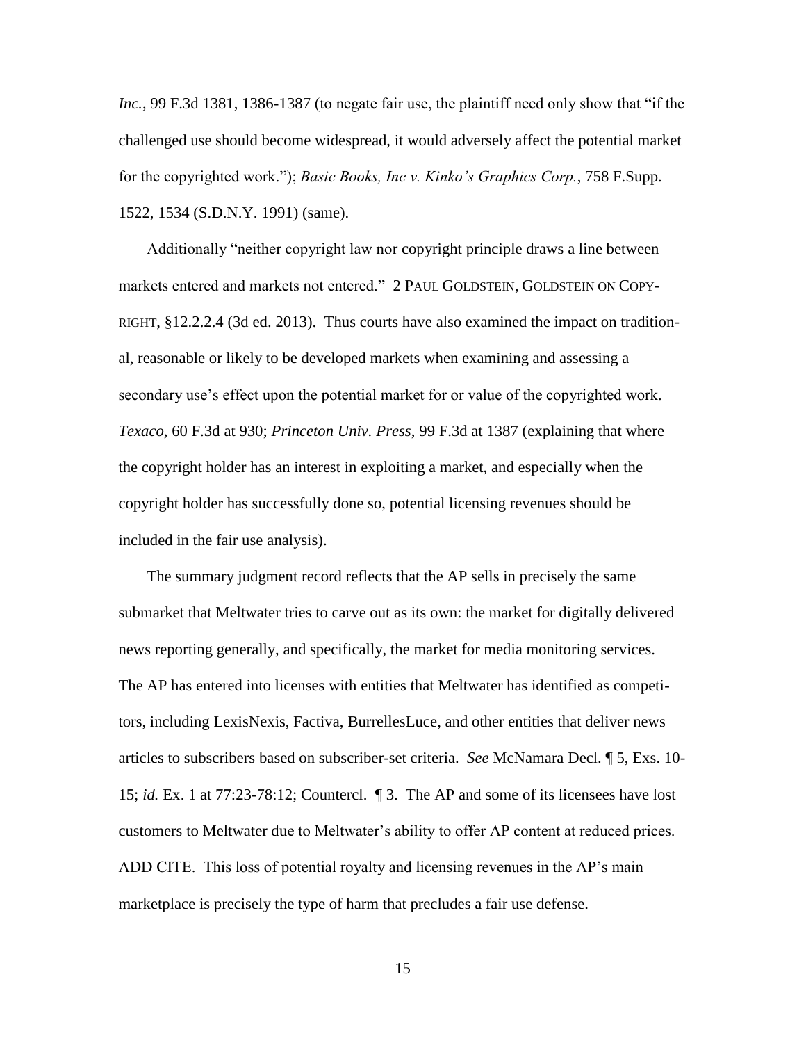*Inc.*, 99 F.3d 1381, 1386-1387 (to negate fair use, the plaintiff need only show that "if the challenged use should become widespread, it would adversely affect the potential market for the copyrighted work."); *Basic Books, Inc v. Kinko's Graphics Corp.*, 758 F.Supp. 1522, 1534 (S.D.N.Y. 1991) (same).

Additionally "neither copyright law nor copyright principle draws a line between markets entered and markets not entered." 2 PAUL GOLDSTEIN, GOLDSTEIN ON COPYRIGHT, §12.2.2.4 (3d ed. 2013). Thus courts have also examined the impact on traditional, reasonable or likely to be developed markets when examining and assessing a secondary use's effect upon the potential market for or value of the copyrighted work. *Texaco*, 60 F.3d at 930; *Princeton Univ. Press*, 99 F.3d at 1387 (explaining that where the copyright holder has an interest in exploiting a market, and especially when the copyright holder has successfully done so, potential licensing revenues should be included in the fair use analysis).

The summary judgment record reflects that the AP sells in precisely the same submarket that Meltwater tries to carve out as its own: the market for digitally delivered news reporting generally, and specifically, the market for media monitoring services. The AP has entered into licenses with entities that Meltwater has identified as competitors, including LexisNexis, Factiva, BurrellesLuce, and other entities that deliver news articles to subscribers based on subscriber-set criteria. *See* McNamara Decl. ¶ 5, Exs. 10-15; *id.* Ex. 1 at 77:23-78:12; Countercl. ¶ 3. The AP and some of its licensees have lost customers to Meltwater due to Meltwater's ability to offer AP content at reduced prices. ADD CITE. This loss of potential royalty and licensing revenues in the AP's main marketplace is precisely the type of harm that precludes a fair use defense.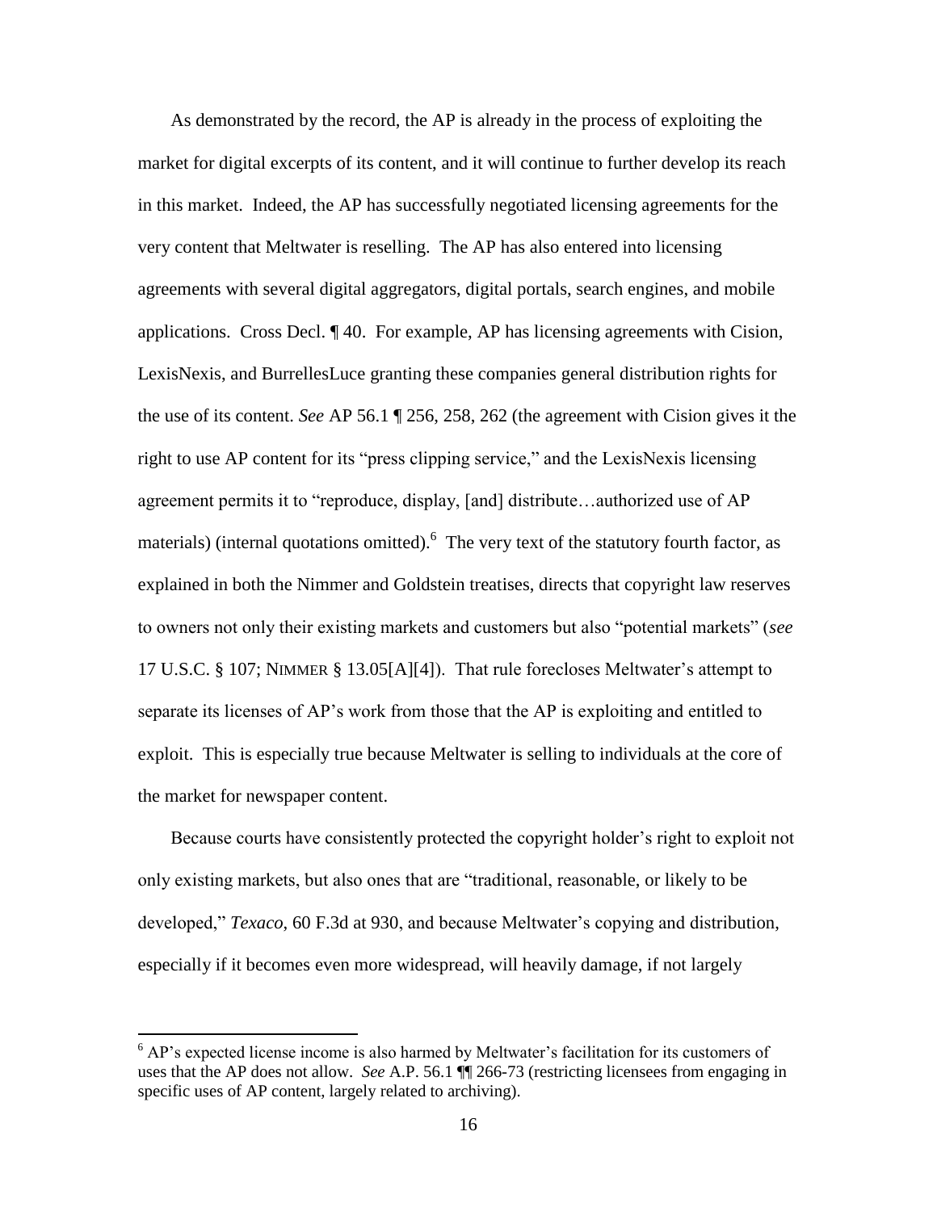As demonstrated by the record, the AP is already in the process of exploiting the market for digital excerpts of its content, and it will continue to further develop its reach in this market. Indeed, the AP has successfully negotiated licensing agreements for the very content that Meltwater is reselling. The AP has also entered into licensing agreements with several digital aggregators, digital portals, search engines, and mobile applications. Cross Decl. ¶ 40. For example, AP has licensing agreements with Cision, LexisNexis, and BurrellesLuce granting these companies general distribution rights for the use of its content. *See* AP 56.1 ¶ 256, 258, 262 (the agreement with Cision gives it the right to use AP content for its "press clipping service," and the LexisNexis licensing agreement permits it to "reproduce, display, [and] distribute…authorized use of AP materials) (internal quotations omitted).[6] The very text of the statutory fourth factor, as explained in both the Nimmer and Goldstein treatises, directs that copyright law reserves to owners not only their existing markets and customers but also "potential markets" (*see* 17 U.S.C. § 107; NIMMER § 13.05[A][4]). That rule forecloses Meltwater's attempt to separate its licenses of AP's work from those that the AP is exploiting and entitled to exploit. This is especially true because Meltwater is selling to individuals at the core of the market for newspaper content.

Because courts have consistently protected the copyright holder's right to exploit not only existing markets, but also ones that are "traditional, reasonable, or likely to be developed," *Texaco*, 60 F.3d at 930, and because Meltwater's copying and distribution, especially if it becomes even more widespread, will heavily damage, if not largely

[6] AP's expected license income is also harmed by Meltwater's facilitation for its customers of uses that the AP does not allow. *See* A.P. 56.1 ¶¶ 266-73 (restricting licensees from engaging in specific uses of AP content, largely related to archiving).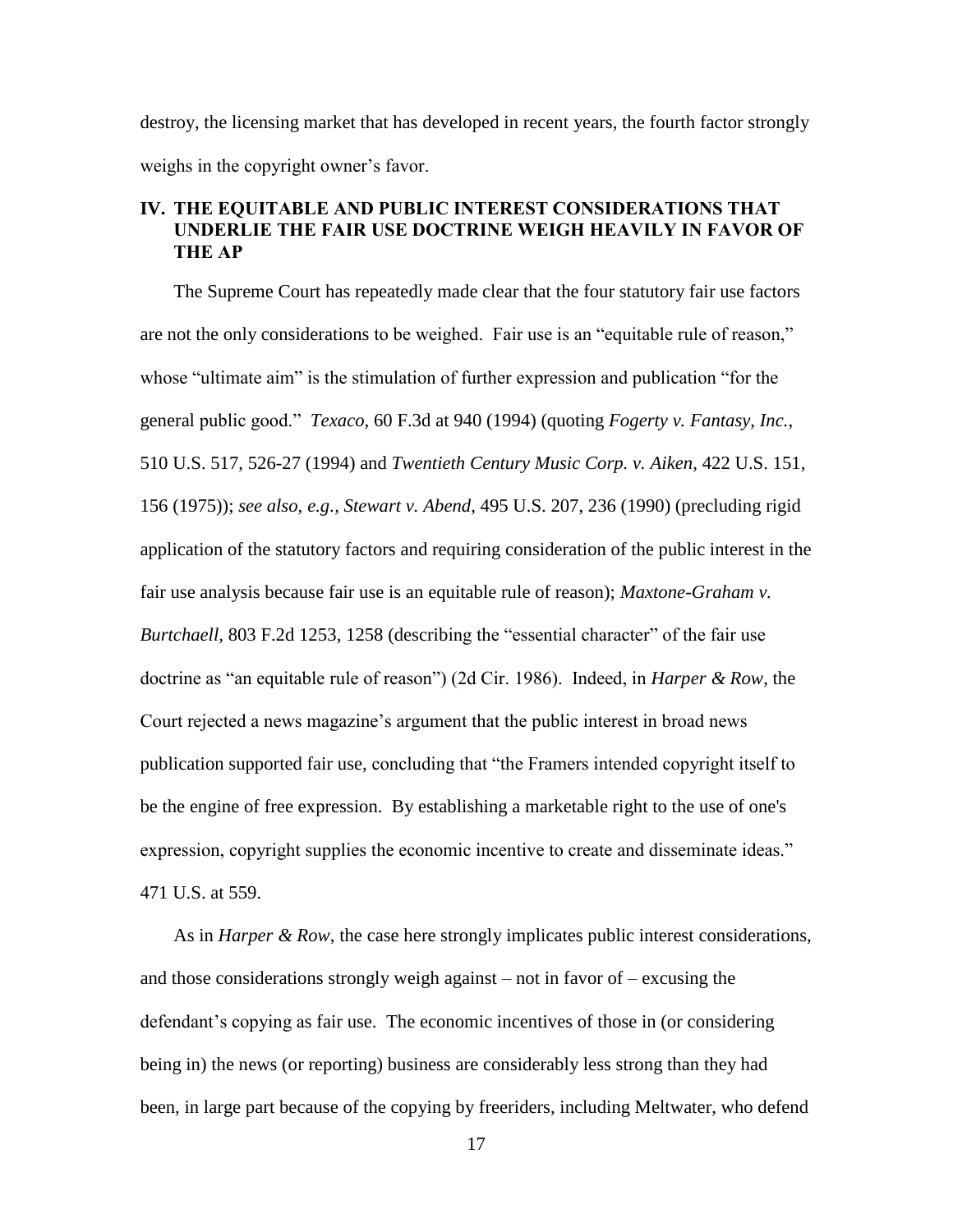destroy, the licensing market that has developed in recent years, the fourth factor strongly weighs in the copyright owner's favor.

## IV. THE EQUITABLE AND PUBLIC INTEREST CONSIDERATIONS THAT UNDERLIE THE FAIR USE DOCTRINE WEIGH HEAVILY IN FAVOR OF THE AP

The Supreme Court has repeatedly made clear that the four statutory fair use factors are not the only considerations to be weighed. Fair use is an "equitable rule of reason," whose "ultimate aim" is the stimulation of further expression and publication "for the general public good." *Texaco*, 60 F.3d at 940 (1994) (quoting *Fogerty v. Fantasy, Inc.*, 510 U.S. 517, 526-27 (1994) and *Twentieth Century Music Corp. v. Aiken*, 422 U.S. 151, 156 (1975)); *see also, e.g., Stewart v. Abend*, 495 U.S. 207, 236 (1990) (precluding rigid application of the statutory factors and requiring consideration of the public interest in the fair use analysis because fair use is an equitable rule of reason); *Maxtone-Graham v. Burtchaell*, 803 F.2d 1253, 1258 (describing the "essential character" of the fair use doctrine as "an equitable rule of reason") (2d Cir. 1986). Indeed, in *Harper & Row*, the Court rejected a news magazine's argument that the public interest in broad news publication supported fair use, concluding that "the Framers intended copyright itself to be the engine of free expression. By establishing a marketable right to the use of one's expression, copyright supplies the economic incentive to create and disseminate ideas." 471 U.S. at 559.

As in *Harper & Row*, the case here strongly implicates public interest considerations, and those considerations strongly weigh against – not in favor of – excusing the defendant's copying as fair use. The economic incentives of those in (or considering being in) the news (or reporting) business are considerably less strong than they had been, in large part because of the copying by freeriders, including Meltwater, who defend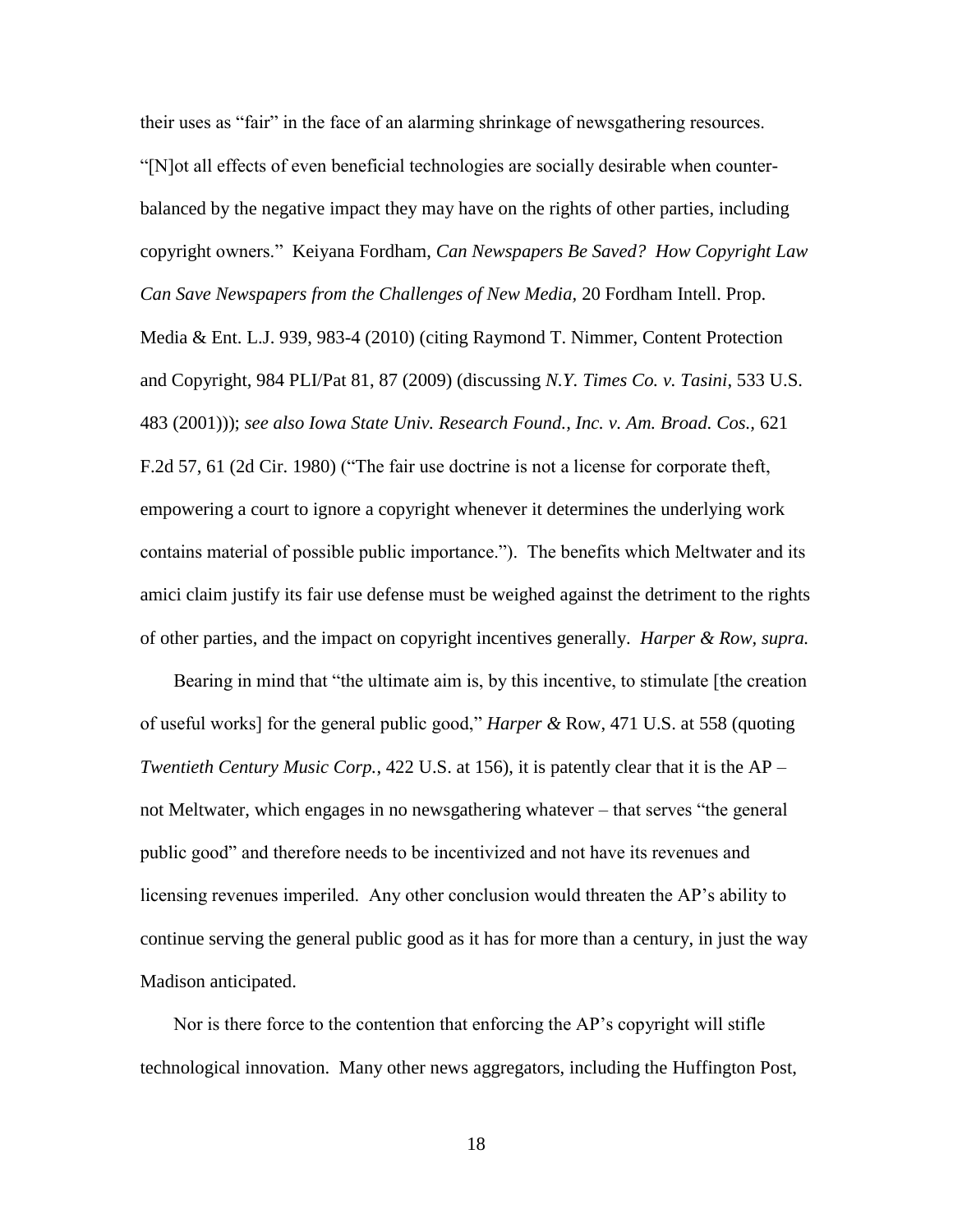their uses as "fair" in the face of an alarming shrinkage of newsgathering resources. "[N]ot all effects of even beneficial technologies are socially desirable when counter-balanced by the negative impact they may have on the rights of other parties, including copyright owners." Keiyana Fordham, *Can Newspapers Be Saved? How Copyright Law Can Save Newspapers from the Challenges of New Media,* 20 Fordham Intell. Prop. Media & Ent. L.J. 939, 983-4 (2010) (citing Raymond T. Nimmer, Content Protection and Copyright, 984 PLI/Pat 81, 87 (2009) (discussing *N.Y. Times Co. v. Tasini*, 533 U.S. 483 (2001))); *see also Iowa State Univ. Research Found., Inc. v. Am. Broad. Cos.,* 621 F.2d 57, 61 (2d Cir. 1980) ("The fair use doctrine is not a license for corporate theft, empowering a court to ignore a copyright whenever it determines the underlying work contains material of possible public importance."). The benefits which Meltwater and its amici claim justify its fair use defense must be weighed against the detriment to the rights of other parties, and the impact on copyright incentives generally. *Harper & Row, supra.*

Bearing in mind that "the ultimate aim is, by this incentive, to stimulate [the creation of useful works] for the general public good," *Harper &* Row*,* 471 U.S. at 558 (quoting *Twentieth Century Music Corp.*, 422 U.S. at 156), it is patently clear that it is the AP – not Meltwater, which engages in no newsgathering whatever – that serves "the general public good" and therefore needs to be incentivized and not have its revenues and licensing revenues imperiled. Any other conclusion would threaten the AP's ability to continue serving the general public good as it has for more than a century, in just the way Madison anticipated.

Nor is there force to the contention that enforcing the AP's copyright will stifle technological innovation. Many other news aggregators, including the Huffington Post,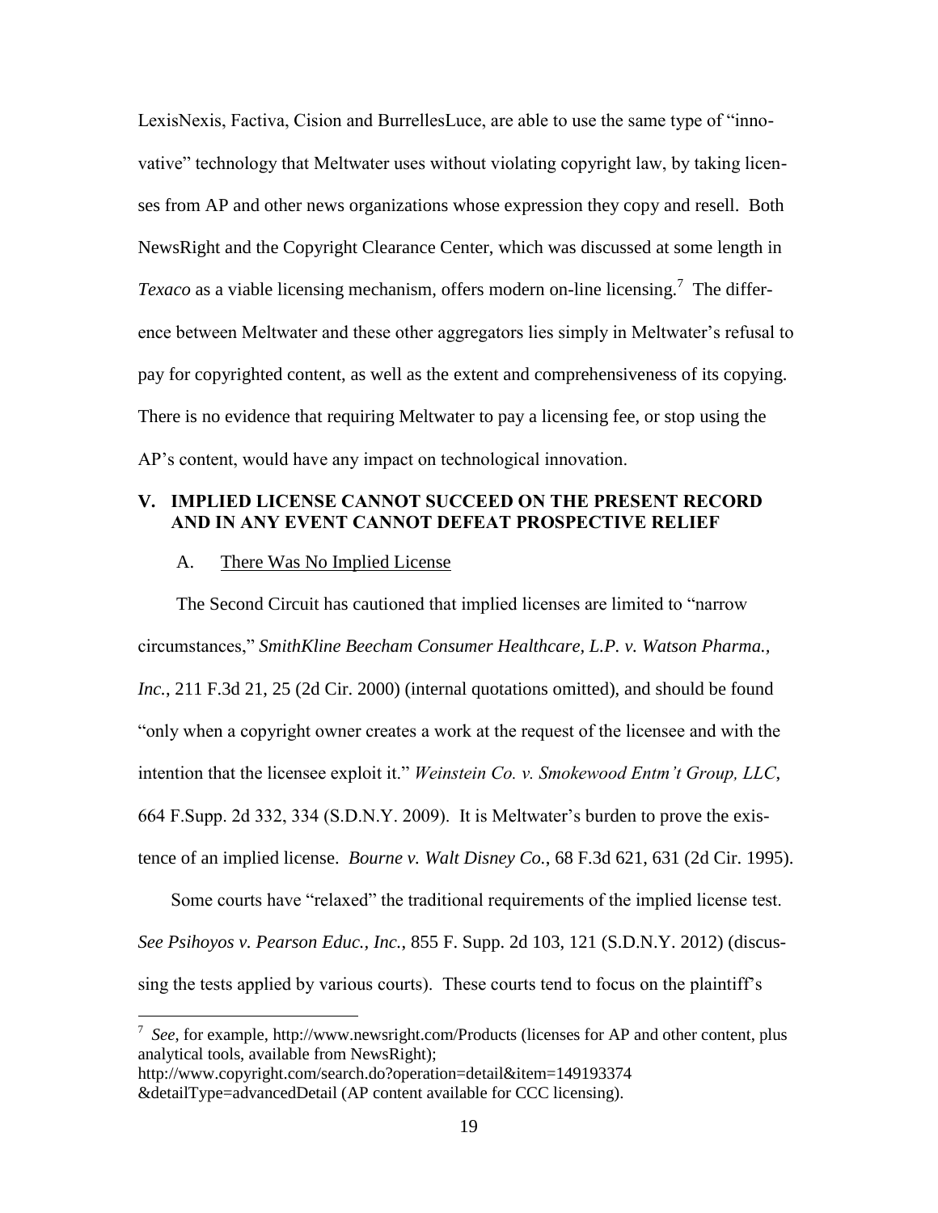LexisNexis, Factiva, Cision and BurrellesLuce, are able to use the same type of "innovative" technology that Meltwater uses without violating copyright law, by taking licenses from AP and other news organizations whose expression they copy and resell. Both NewsRight and the Copyright Clearance Center, which was discussed at some length in *Texaco* as a viable licensing mechanism, offers modern on-line licensing.[7] The difference between Meltwater and these other aggregators lies simply in Meltwater's refusal to pay for copyrighted content, as well as the extent and comprehensiveness of its copying. There is no evidence that requiring Meltwater to pay a licensing fee, or stop using the AP's content, would have any impact on technological innovation.

## V. IMPLIED LICENSE CANNOT SUCCEED ON THE PRESENT RECORD AND IN ANY EVENT CANNOT DEFEAT PROSPECTIVE RELIEF

### A. There Was No Implied License

The Second Circuit has cautioned that implied licenses are limited to "narrow circumstances," *SmithKline Beecham Consumer Healthcare, L.P. v. Watson Pharma., Inc.*, 211 F.3d 21, 25 (2d Cir. 2000) (internal quotations omitted), and should be found "only when a copyright owner creates a work at the request of the licensee and with the intention that the licensee exploit it." *Weinstein Co. v. Smokewood Entm't Group, LLC*, 664 F.Supp. 2d 332, 334 (S.D.N.Y. 2009). It is Meltwater's burden to prove the existence of an implied license. *Bourne v. Walt Disney Co.*, 68 F.3d 621, 631 (2d Cir. 1995).

Some courts have "relaxed" the traditional requirements of the implied license test. *See Psihoyos v. Pearson Educ., Inc.*, 855 F. Supp. 2d 103, 121 (S.D.N.Y. 2012) (discussing the tests applied by various courts). These courts tend to focus on the plaintiff's

---

[7] *See*, for example, http://www.newsright.com/Products (licenses for AP and other content, plus analytical tools, available from NewsRight); http://www.copyright.com/search.do?operation=detail&item=149193374&detailType=advancedDetail (AP content available for CCC licensing).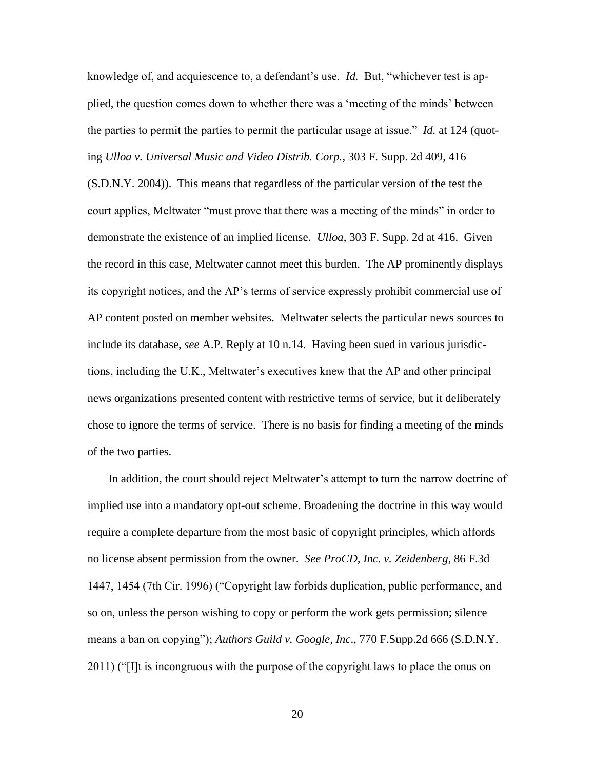knowledge of, and acquiescence to, a defendant's use. *Id.* But, "whichever test is applied, the question comes down to whether there was a 'meeting of the minds' between the parties to permit the parties to permit the particular usage at issue." *Id.* at 124 (quoting *Ulloa v. Universal Music and Video Distrib. Corp.*, 303 F. Supp. 2d 409, 416 (S.D.N.Y. 2004)). This means that regardless of the particular version of the test the court applies, Meltwater "must prove that there was a meeting of the minds" in order to demonstrate the existence of an implied license. *Ulloa*, 303 F. Supp. 2d at 416. Given the record in this case, Meltwater cannot meet this burden. The AP prominently displays its copyright notices, and the AP's terms of service expressly prohibit commercial use of AP content posted on member websites. Meltwater selects the particular news sources to include its database, *see* A.P. Reply at 10 n.14. Having been sued in various jurisdictions, including the U.K., Meltwater's executives knew that the AP and other principal news organizations presented content with restrictive terms of service, but it deliberately chose to ignore the terms of service. There is no basis for finding a meeting of the minds of the two parties.

In addition, the court should reject Meltwater's attempt to turn the narrow doctrine of implied use into a mandatory opt-out scheme. Broadening the doctrine in this way would require a complete departure from the most basic of copyright principles, which affords no license absent permission from the owner. *See ProCD, Inc. v. Zeidenberg*, 86 F.3d 1447, 1454 (7th Cir. 1996) ("Copyright law forbids duplication, public performance, and so on, unless the person wishing to copy or perform the work gets permission; silence means a ban on copying"); *Authors Guild v. Google, Inc*., 770 F.Supp.2d 666 (S.D.N.Y. 2011) ("[I]t is incongruous with the purpose of the copyright laws to place the onus on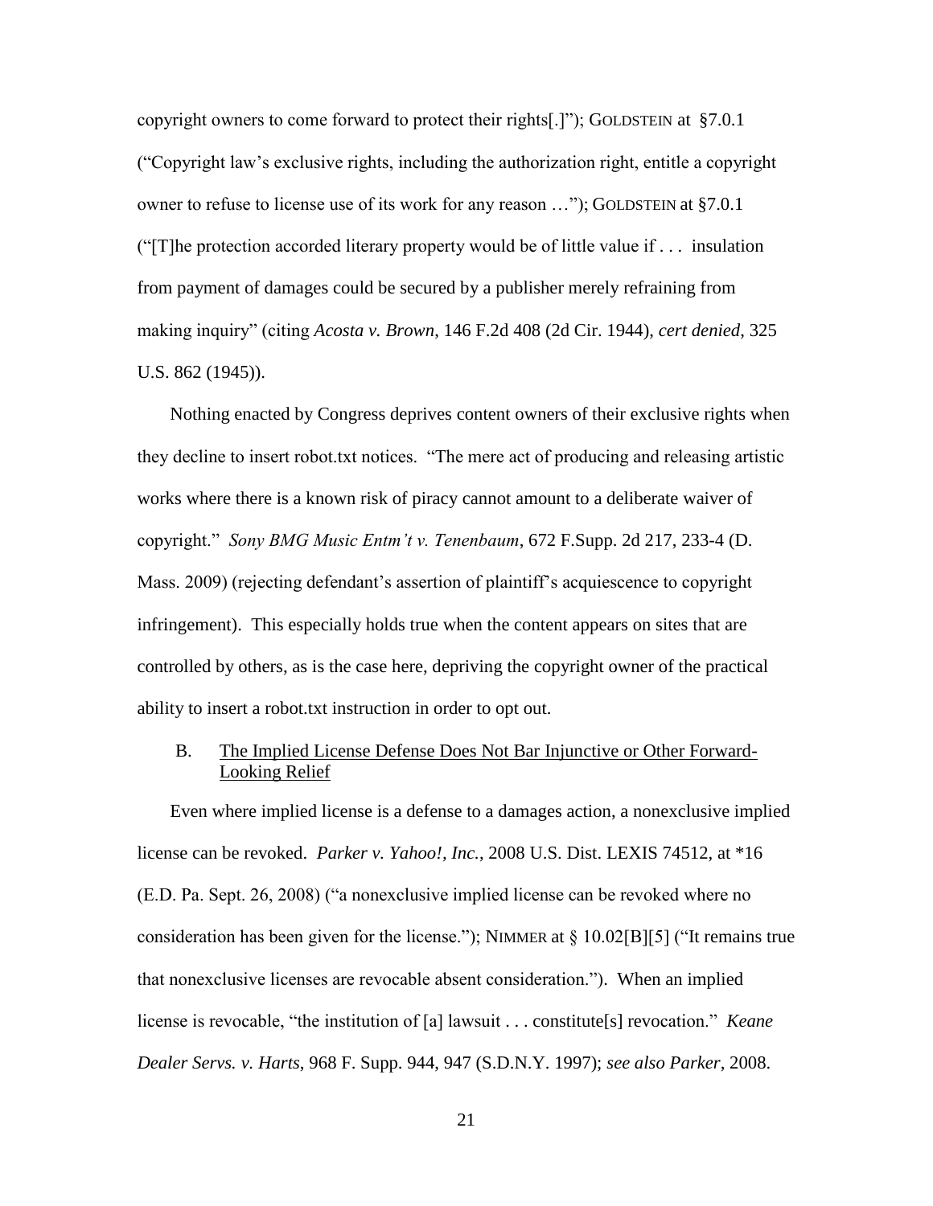copyright owners to come forward to protect their rights[.]"); GOLDSTEIN at §7.0.1 ("Copyright law's exclusive rights, including the authorization right, entitle a copyright owner to refuse to license use of its work for any reason …"); GOLDSTEIN at §7.0.1 ("[T]he protection accorded literary property would be of little value if . . . insulation from payment of damages could be secured by a publisher merely refraining from making inquiry" (citing *Acosta v. Brown*, 146 F.2d 408 (2d Cir. 1944), *cert denied*, 325 U.S. 862 (1945)).

Nothing enacted by Congress deprives content owners of their exclusive rights when they decline to insert robot.txt notices. "The mere act of producing and releasing artistic works where there is a known risk of piracy cannot amount to a deliberate waiver of copyright." *Sony BMG Music Entm't v. Tenenbaum*, 672 F.Supp. 2d 217, 233-4 (D. Mass. 2009) (rejecting defendant's assertion of plaintiff's acquiescence to copyright infringement). This especially holds true when the content appears on sites that are controlled by others, as is the case here, depriving the copyright owner of the practical ability to insert a robot.txt instruction in order to opt out.

### B. The Implied License Defense Does Not Bar Injunctive or Other Forward-Looking Relief

Even where implied license is a defense to a damages action, a nonexclusive implied license can be revoked. *Parker v. Yahoo!, Inc.*, 2008 U.S. Dist. LEXIS 74512, at *16 (E.D. Pa. Sept. 26, 2008) ("a nonexclusive implied license can be revoked where no consideration has been given for the license."); NIMMER at § 10.02[B][5] ("It remains true that nonexclusive licenses are revocable absent consideration."). When an implied license is revocable, "the institution of [a] lawsuit . . . constitute[s] revocation." *Keane Dealer Servs. v. Harts*, 968 F. Supp. 944, 947 (S.D.N.Y. 1997); *see also Parker*, 2008.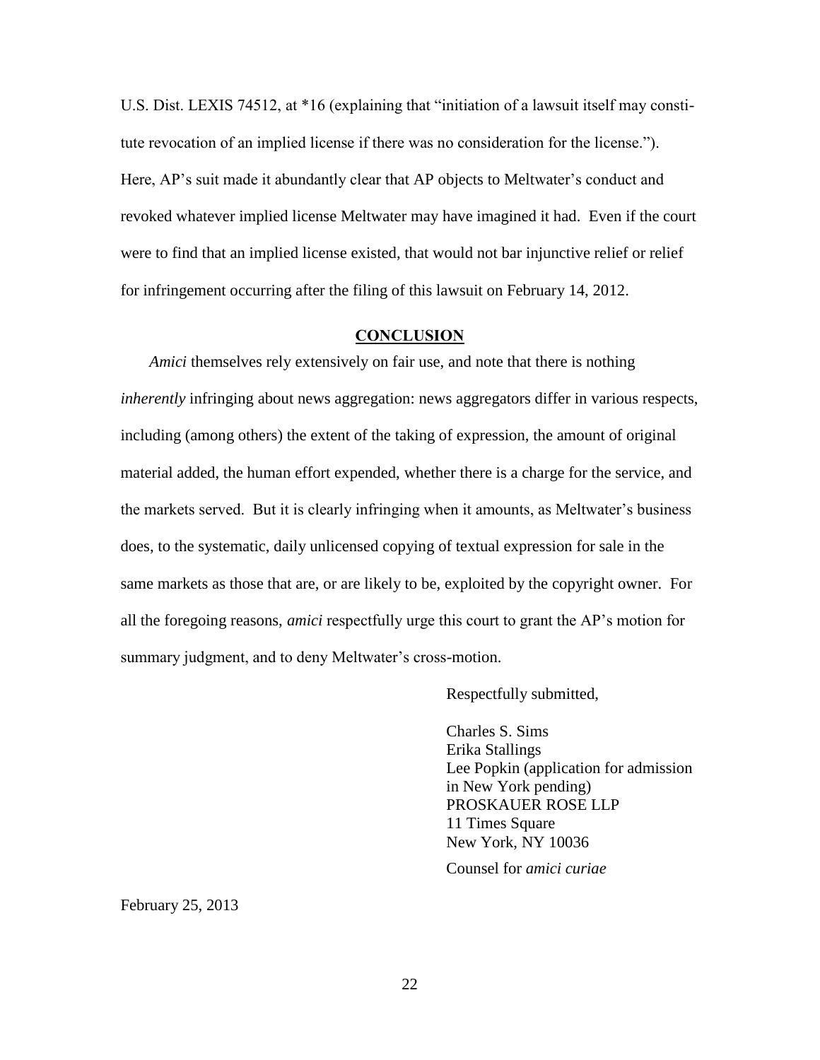U.S. Dist. LEXIS 74512, at *16 (explaining that "initiation of a lawsuit itself may constitute revocation of an implied license if there was no consideration for the license."). Here, AP's suit made it abundantly clear that AP objects to Meltwater's conduct and revoked whatever implied license Meltwater may have imagined it had. Even if the court were to find that an implied license existed, that would not bar injunctive relief or relief for infringement occurring after the filing of this lawsuit on February 14, 2012.

## CONCLUSION

*Amici* themselves rely extensively on fair use, and note that there is nothing *inherently* infringing about news aggregation: news aggregators differ in various respects, including (among others) the extent of the taking of expression, the amount of original material added, the human effort expended, whether there is a charge for the service, and the markets served. But it is clearly infringing when it amounts, as Meltwater's business does, to the systematic, daily unlicensed copying of textual expression for sale in the same markets as those that are, or are likely to be, exploited by the copyright owner. For all the foregoing reasons, *amici* respectfully urge this court to grant the AP's motion for summary judgment, and to deny Meltwater's cross-motion.

Respectfully submitted,

Charles S. Sims
Erika Stallings
Lee Popkin (application for admission in New York pending)
PROSKAUER ROSE LLP
11 Times Square
New York, NY 10036

Counsel for *amici curiae*

February 25, 2013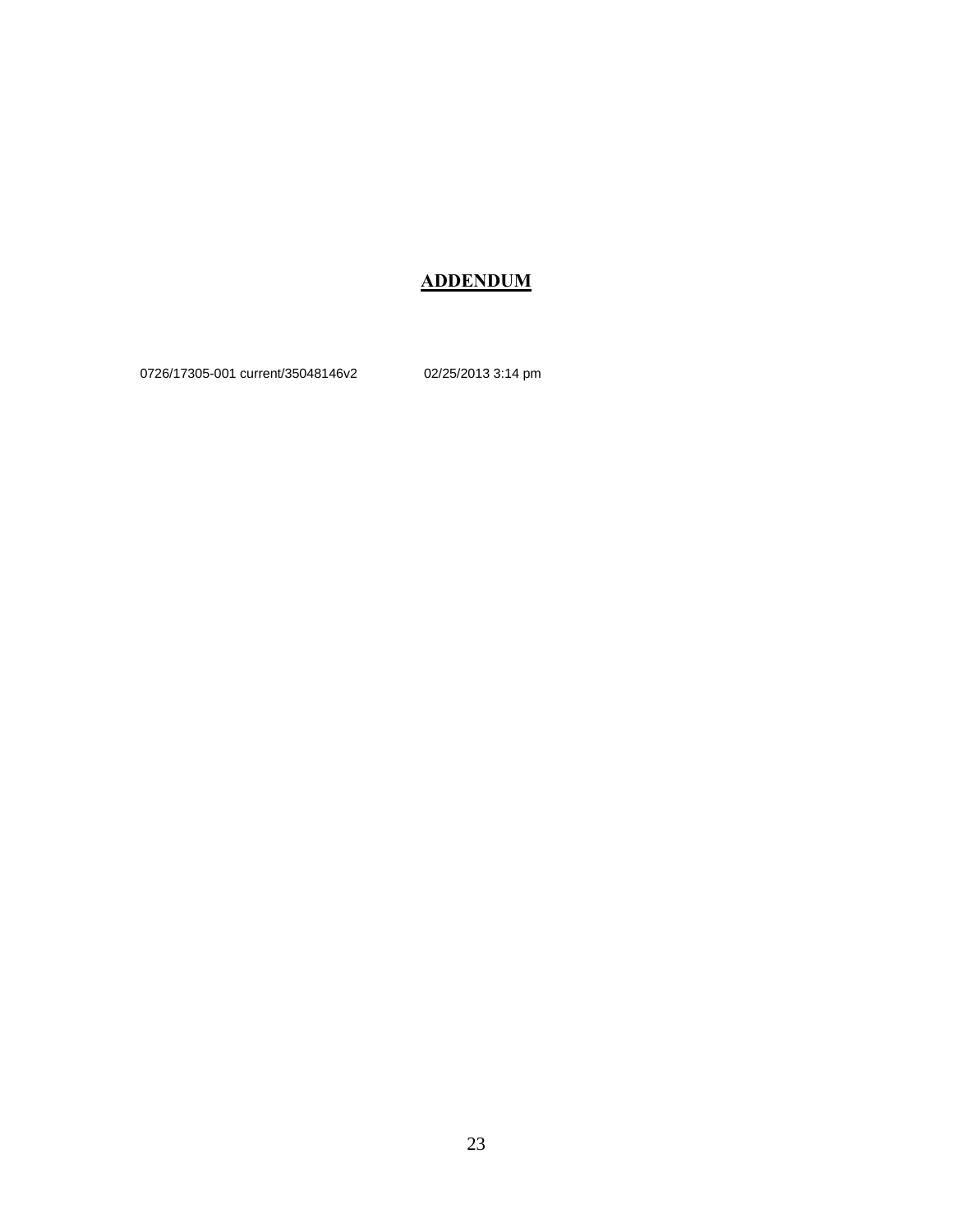# ADDENDUM

0726/17305-001 current/35048146v2 02/25/2013 3:14 pm